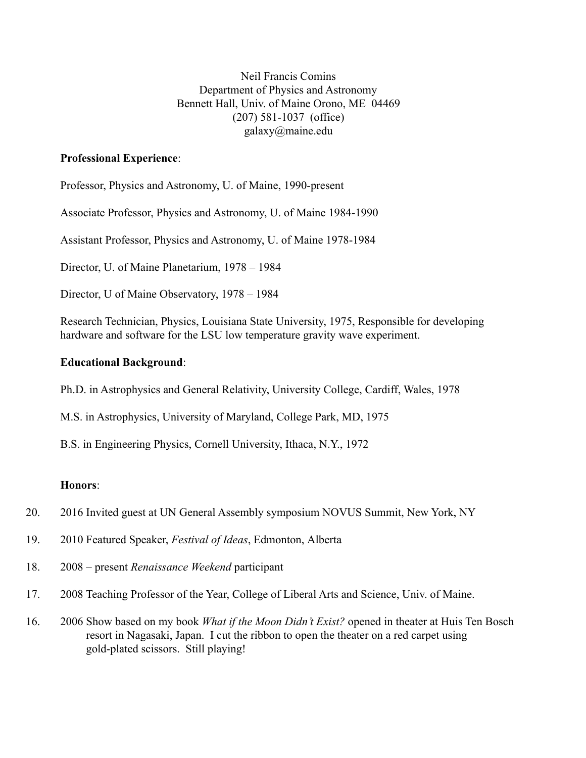Neil Francis Comins
Department of Physics and Astronomy
Bennett Hall, Univ. of Maine Orono, ME 04469
(207) 581-1037 (office)
galaxy@maine.edu

**Professional Experience**:

Professor, Physics and Astronomy, U. of Maine, 1990-present

Associate Professor, Physics and Astronomy, U. of Maine 1984-1990

Assistant Professor, Physics and Astronomy, U. of Maine 1978-1984

Director, U. of Maine Planetarium, 1978 – 1984

Director, U of Maine Observatory, 1978 – 1984

Research Technician, Physics, Louisiana State University, 1975, Responsible for developing hardware and software for the LSU low temperature gravity wave experiment.

**Educational Background**:

Ph.D. in Astrophysics and General Relativity, University College, Cardiff, Wales, 1978

M.S. in Astrophysics, University of Maryland, College Park, MD, 1975

B.S. in Engineering Physics, Cornell University, Ithaca, N.Y., 1972

**Honors**:

20. 2016 Invited guest at UN General Assembly symposium NOVUS Summit, New York, NY

19. 2010 Featured Speaker, *Festival of Ideas*, Edmonton, Alberta

18. 2008 – present *Renaissance Weekend* participant

17. 2008 Teaching Professor of the Year, College of Liberal Arts and Science, Univ. of Maine.

16. 2006 Show based on my book *What if the Moon Didn't Exist?* opened in theater at Huis Ten Bosch resort in Nagasaki, Japan. I cut the ribbon to open the theater on a red carpet using gold-plated scissors. Still playing!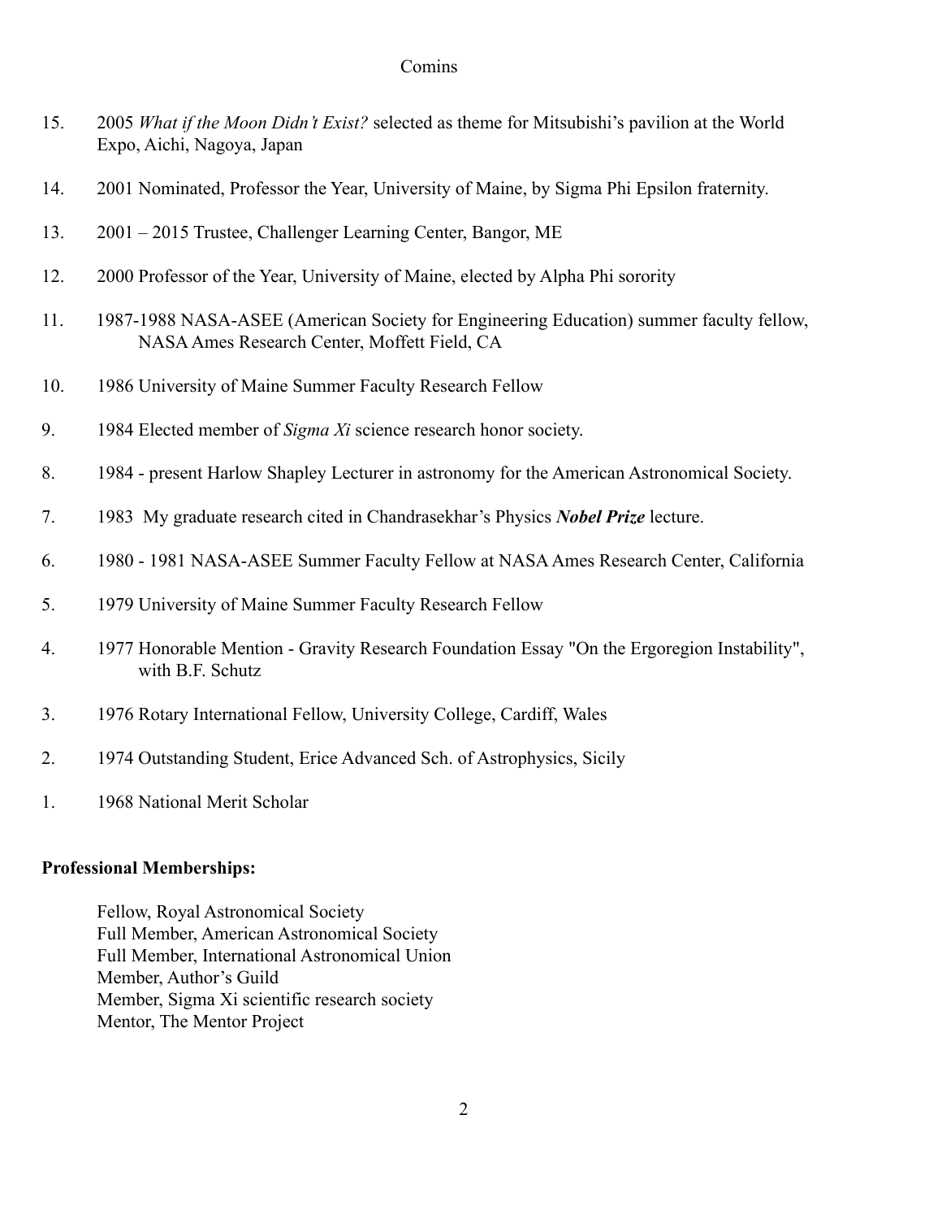15. 2005 *What if the Moon Didn't Exist?* selected as theme for Mitsubishi's pavilion at the World Expo, Aichi, Nagoya, Japan

14. 2001 Nominated, Professor the Year, University of Maine, by Sigma Phi Epsilon fraternity.

13. 2001 – 2015 Trustee, Challenger Learning Center, Bangor, ME

12. 2000 Professor of the Year, University of Maine, elected by Alpha Phi sorority

11. 1987-1988 NASA-ASEE (American Society for Engineering Education) summer faculty fellow, NASA Ames Research Center, Moffett Field, CA

10. 1986 University of Maine Summer Faculty Research Fellow

9. 1984 Elected member of *Sigma Xi* science research honor society.

8. 1984 - present Harlow Shapley Lecturer in astronomy for the American Astronomical Society.

7. 1983 My graduate research cited in Chandrasekhar's Physics ***Nobel Prize*** lecture.

6. 1980 - 1981 NASA-ASEE Summer Faculty Fellow at NASA Ames Research Center, California

5. 1979 University of Maine Summer Faculty Research Fellow

4. 1977 Honorable Mention - Gravity Research Foundation Essay "On the Ergoregion Instability", with B.F. Schutz

3. 1976 Rotary International Fellow, University College, Cardiff, Wales

2. 1974 Outstanding Student, Erice Advanced Sch. of Astrophysics, Sicily

1. 1968 National Merit Scholar

**Professional Memberships:**

Fellow, Royal Astronomical Society
Full Member, American Astronomical Society
Full Member, International Astronomical Union
Member, Author's Guild
Member, Sigma Xi scientific research society
Mentor, The Mentor Project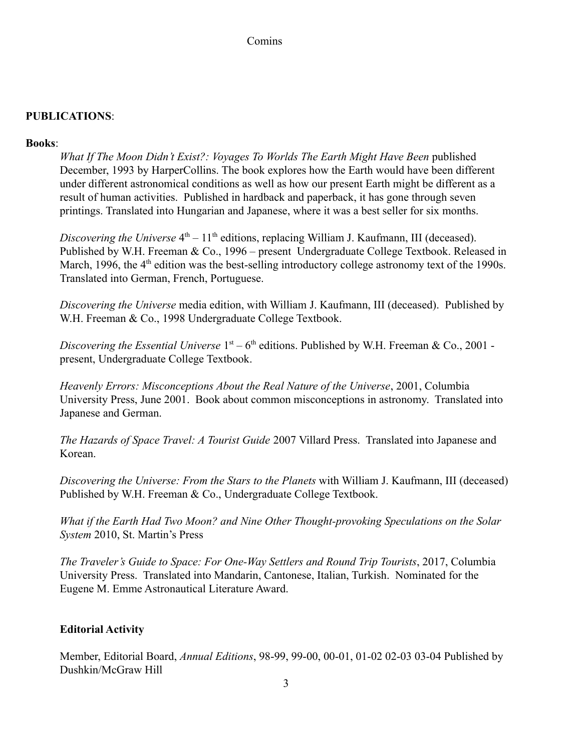**PUBLICATIONS**:

**Books**:

*What If The Moon Didn't Exist?: Voyages To Worlds The Earth Might Have Been* published December, 1993 by HarperCollins. The book explores how the Earth would have been different under different astronomical conditions as well as how our present Earth might be different as a result of human activities. Published in hardback and paperback, it has gone through seven printings. Translated into Hungarian and Japanese, where it was a best seller for six months.

*Discovering the Universe* 4th – 11th editions, replacing William J. Kaufmann, III (deceased). Published by W.H. Freeman & Co., 1996 – present Undergraduate College Textbook. Released in March, 1996, the 4th edition was the best-selling introductory college astronomy text of the 1990s. Translated into German, French, Portuguese.

*Discovering the Universe* media edition, with William J. Kaufmann, III (deceased). Published by W.H. Freeman & Co., 1998 Undergraduate College Textbook.

*Discovering the Essential Universe* 1st – 6th editions. Published by W.H. Freeman & Co., 2001 - present, Undergraduate College Textbook.

*Heavenly Errors: Misconceptions About the Real Nature of the Universe*, 2001, Columbia University Press, June 2001. Book about common misconceptions in astronomy. Translated into Japanese and German.

*The Hazards of Space Travel: A Tourist Guide* 2007 Villard Press. Translated into Japanese and Korean.

*Discovering the Universe: From the Stars to the Planets* with William J. Kaufmann, III (deceased) Published by W.H. Freeman & Co., Undergraduate College Textbook.

*What if the Earth Had Two Moon? and Nine Other Thought-provoking Speculations on the Solar System* 2010, St. Martin's Press

*The Traveler's Guide to Space: For One-Way Settlers and Round Trip Tourists*, 2017, Columbia University Press. Translated into Mandarin, Cantonese, Italian, Turkish. Nominated for the Eugene M. Emme Astronautical Literature Award.

**Editorial Activity**

Member, Editorial Board, *Annual Editions*, 98-99, 99-00, 00-01, 01-02 02-03 03-04 Published by Dushkin/McGraw Hill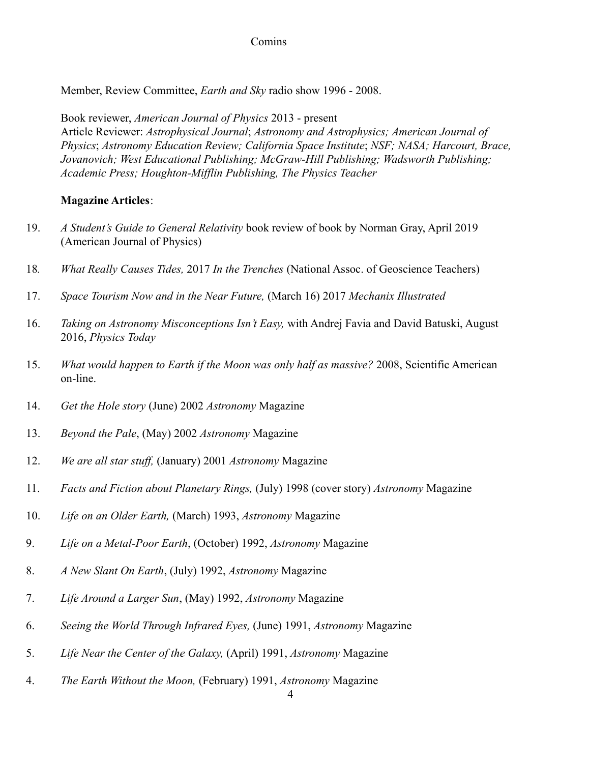Member, Review Committee, *Earth and Sky* radio show 1996 - 2008.

Book reviewer, *American Journal of Physics* 2013 - present
Article Reviewer: *Astrophysical Journal*; *Astronomy and Astrophysics; American Journal of Physics*; *Astronomy Education Review; California Space Institute*; *NSF; NASA; Harcourt, Brace, Jovanovich; West Educational Publishing; McGraw-Hill Publishing; Wadsworth Publishing; Academic Press; Houghton-Mifflin Publishing, The Physics Teacher*

**Magazine Articles**:

19. *A Student's Guide to General Relativity* book review of book by Norman Gray, April 2019 (American Journal of Physics)

18. *What Really Causes Tides,* 2017 *In the Trenches* (National Assoc. of Geoscience Teachers)

17. *Space Tourism Now and in the Near Future,* (March 16) 2017 *Mechanix Illustrated*

16. *Taking on Astronomy Misconceptions Isn't Easy,* with Andrej Favia and David Batuski, August 2016, *Physics Today*

15. *What would happen to Earth if the Moon was only half as massive?* 2008, Scientific American on-line.

14. *Get the Hole story* (June) 2002 *Astronomy* Magazine

13. *Beyond the Pale*, (May) 2002 *Astronomy* Magazine

12. *We are all star stuff,* (January) 2001 *Astronomy* Magazine

11. *Facts and Fiction about Planetary Rings,* (July) 1998 (cover story) *Astronomy* Magazine

10. *Life on an Older Earth,* (March) 1993, *Astronomy* Magazine

9. *Life on a Metal-Poor Earth*, (October) 1992, *Astronomy* Magazine

8. *A New Slant On Earth*, (July) 1992, *Astronomy* Magazine

7. *Life Around a Larger Sun*, (May) 1992, *Astronomy* Magazine

6. *Seeing the World Through Infrared Eyes,* (June) 1991, *Astronomy* Magazine

5. *Life Near the Center of the Galaxy,* (April) 1991, *Astronomy* Magazine

4. *The Earth Without the Moon,* (February) 1991, *Astronomy* Magazine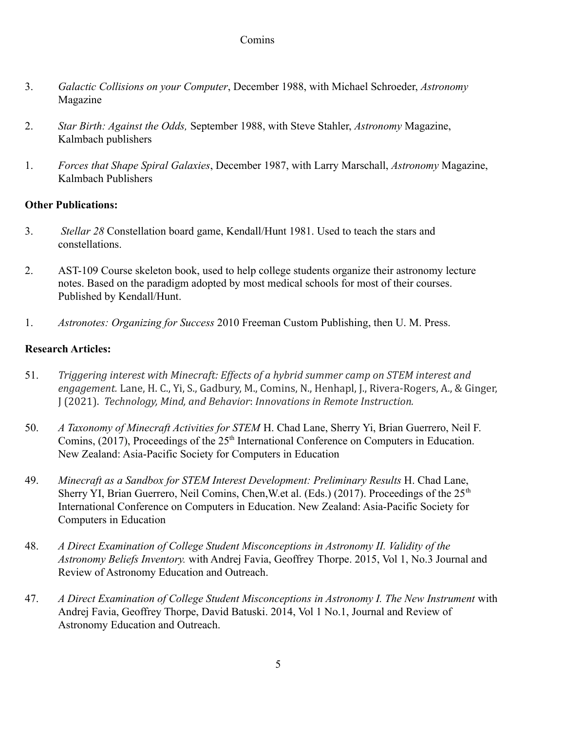3. *Galactic Collisions on your Computer*, December 1988, with Michael Schroeder, *Astronomy* Magazine

2. *Star Birth: Against the Odds,* September 1988, with Steve Stahler, *Astronomy* Magazine, Kalmbach publishers

1. *Forces that Shape Spiral Galaxies*, December 1987, with Larry Marschall, *Astronomy* Magazine, Kalmbach Publishers

**Other Publications:**

3. *Stellar 28* Constellation board game, Kendall/Hunt 1981. Used to teach the stars and constellations.

2. AST-109 Course skeleton book, used to help college students organize their astronomy lecture notes. Based on the paradigm adopted by most medical schools for most of their courses. Published by Kendall/Hunt.

1. *Astronotes: Organizing for Success* 2010 Freeman Custom Publishing, then U. M. Press.

**Research Articles:**

51. *Triggering interest with Minecraft: Effects of a hybrid summer camp on STEM interest and engagement.* Lane, H. C., Yi, S., Gadbury, M., Comins, N., Henhapl, J., Rivera-Rogers, A., & Ginger, J (2021). *Technology, Mind, and Behavior*: *Innovations in Remote Instruction.*

50. *A Taxonomy of Minecraft Activities for STEM* H. Chad Lane, Sherry Yi, Brian Guerrero, Neil F. Comins, (2017), Proceedings of the 25th International Conference on Computers in Education. New Zealand: Asia-Pacific Society for Computers in Education

49. *Minecraft as a Sandbox for STEM Interest Development: Preliminary Results* H. Chad Lane, Sherry YI, Brian Guerrero, Neil Comins, Chen,W.et al. (Eds.) (2017). Proceedings of the 25th International Conference on Computers in Education. New Zealand: Asia-Pacific Society for Computers in Education

48. *A Direct Examination of College Student Misconceptions in Astronomy II. Validity of the Astronomy Beliefs Inventory.* with Andrej Favia, Geoffrey Thorpe. 2015, Vol 1, No.3 Journal and Review of Astronomy Education and Outreach.

47. *A Direct Examination of College Student Misconceptions in Astronomy I. The New Instrument* with Andrej Favia, Geoffrey Thorpe, David Batuski. 2014, Vol 1 No.1, Journal and Review of Astronomy Education and Outreach.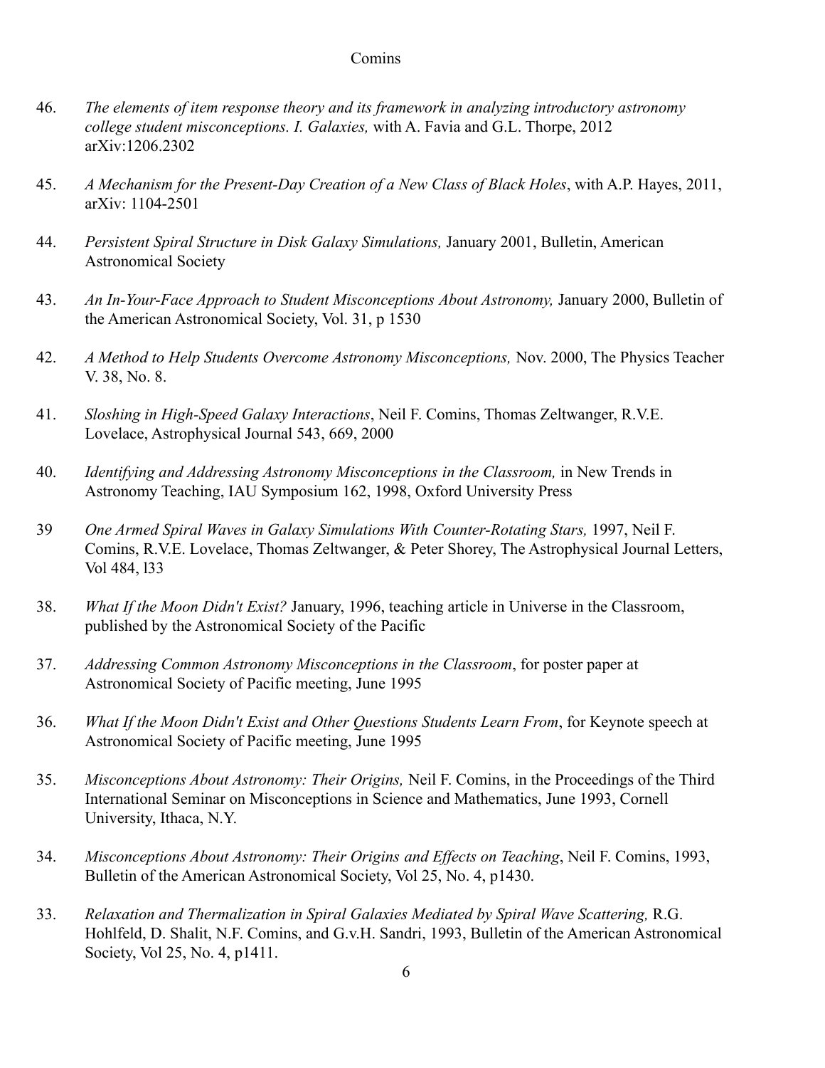46. *The elements of item response theory and its framework in analyzing introductory astronomy college student misconceptions. I. Galaxies,* with A. Favia and G.L. Thorpe, 2012 arXiv:1206.2302

45. *A Mechanism for the Present-Day Creation of a New Class of Black Holes*, with A.P. Hayes, 2011, arXiv: 1104-2501

44. *Persistent Spiral Structure in Disk Galaxy Simulations,* January 2001, Bulletin, American Astronomical Society

43. *An In-Your-Face Approach to Student Misconceptions About Astronomy,* January 2000, Bulletin of the American Astronomical Society, Vol. 31, p 1530

42. *A Method to Help Students Overcome Astronomy Misconceptions,* Nov. 2000, The Physics Teacher V. 38, No. 8.

41. *Sloshing in High-Speed Galaxy Interactions*, Neil F. Comins, Thomas Zeltwanger, R.V.E. Lovelace, Astrophysical Journal 543, 669, 2000

40. *Identifying and Addressing Astronomy Misconceptions in the Classroom,* in New Trends in Astronomy Teaching, IAU Symposium 162, 1998, Oxford University Press

39 *One Armed Spiral Waves in Galaxy Simulations With Counter-Rotating Stars,* 1997, Neil F. Comins, R.V.E. Lovelace, Thomas Zeltwanger, & Peter Shorey, The Astrophysical Journal Letters, Vol 484, l33

38. *What If the Moon Didn't Exist?* January, 1996, teaching article in Universe in the Classroom, published by the Astronomical Society of the Pacific

37. *Addressing Common Astronomy Misconceptions in the Classroom*, for poster paper at Astronomical Society of Pacific meeting, June 1995

36. *What If the Moon Didn't Exist and Other Questions Students Learn From*, for Keynote speech at Astronomical Society of Pacific meeting, June 1995

35. *Misconceptions About Astronomy: Their Origins,* Neil F. Comins, in the Proceedings of the Third International Seminar on Misconceptions in Science and Mathematics, June 1993, Cornell University, Ithaca, N.Y.

34. *Misconceptions About Astronomy: Their Origins and Effects on Teaching*, Neil F. Comins, 1993, Bulletin of the American Astronomical Society, Vol 25, No. 4, p1430.

33. *Relaxation and Thermalization in Spiral Galaxies Mediated by Spiral Wave Scattering,* R.G. Hohlfeld, D. Shalit, N.F. Comins, and G.v.H. Sandri, 1993, Bulletin of the American Astronomical Society, Vol 25, No. 4, p1411.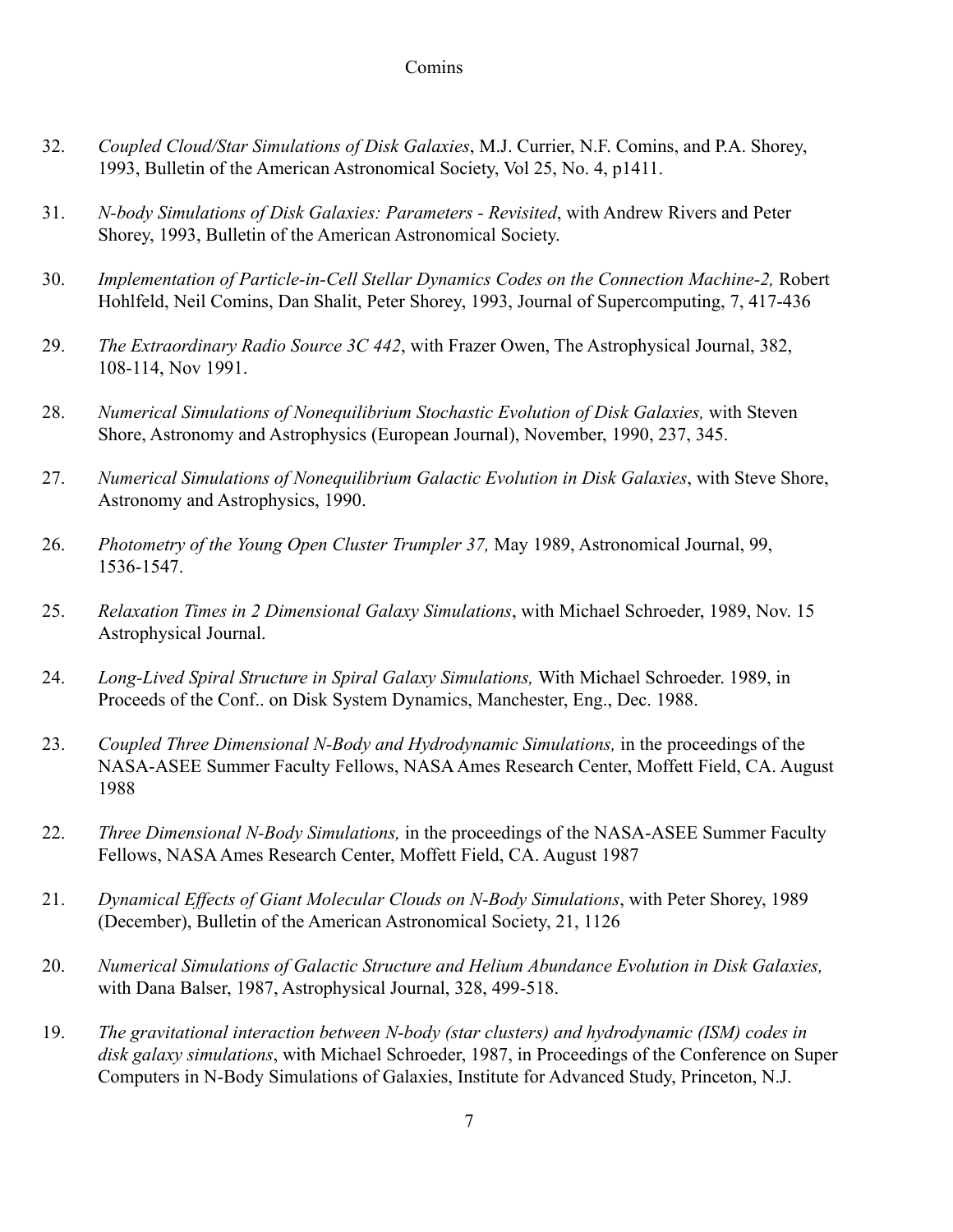32. *Coupled Cloud/Star Simulations of Disk Galaxies*, M.J. Currier, N.F. Comins, and P.A. Shorey, 1993, Bulletin of the American Astronomical Society, Vol 25, No. 4, p1411.

31. *N-body Simulations of Disk Galaxies: Parameters - Revisited*, with Andrew Rivers and Peter Shorey, 1993, Bulletin of the American Astronomical Society.

30. *Implementation of Particle-in-Cell Stellar Dynamics Codes on the Connection Machine-2,* Robert Hohlfeld, Neil Comins, Dan Shalit, Peter Shorey, 1993, Journal of Supercomputing, 7, 417-436

29. *The Extraordinary Radio Source 3C 442*, with Frazer Owen, The Astrophysical Journal, 382, 108-114, Nov 1991.

28. *Numerical Simulations of Nonequilibrium Stochastic Evolution of Disk Galaxies,* with Steven Shore, Astronomy and Astrophysics (European Journal), November, 1990, 237, 345.

27. *Numerical Simulations of Nonequilibrium Galactic Evolution in Disk Galaxies*, with Steve Shore, Astronomy and Astrophysics, 1990.

26. *Photometry of the Young Open Cluster Trumpler 37,* May 1989, Astronomical Journal, 99, 1536-1547.

25. *Relaxation Times in 2 Dimensional Galaxy Simulations*, with Michael Schroeder, 1989, Nov. 15 Astrophysical Journal.

24. *Long-Lived Spiral Structure in Spiral Galaxy Simulations,* With Michael Schroeder. 1989, in Proceeds of the Conf.. on Disk System Dynamics, Manchester, Eng., Dec. 1988.

23. *Coupled Three Dimensional N-Body and Hydrodynamic Simulations,* in the proceedings of the NASA-ASEE Summer Faculty Fellows, NASA Ames Research Center, Moffett Field, CA. August 1988

22. *Three Dimensional N-Body Simulations,* in the proceedings of the NASA-ASEE Summer Faculty Fellows, NASA Ames Research Center, Moffett Field, CA. August 1987

21. *Dynamical Effects of Giant Molecular Clouds on N-Body Simulations*, with Peter Shorey, 1989 (December), Bulletin of the American Astronomical Society, 21, 1126

20. *Numerical Simulations of Galactic Structure and Helium Abundance Evolution in Disk Galaxies,* with Dana Balser, 1987, Astrophysical Journal, 328, 499-518.

19. *The gravitational interaction between N-body (star clusters) and hydrodynamic (ISM) codes in disk galaxy simulations*, with Michael Schroeder, 1987, in Proceedings of the Conference on Super Computers in N-Body Simulations of Galaxies, Institute for Advanced Study, Princeton, N.J.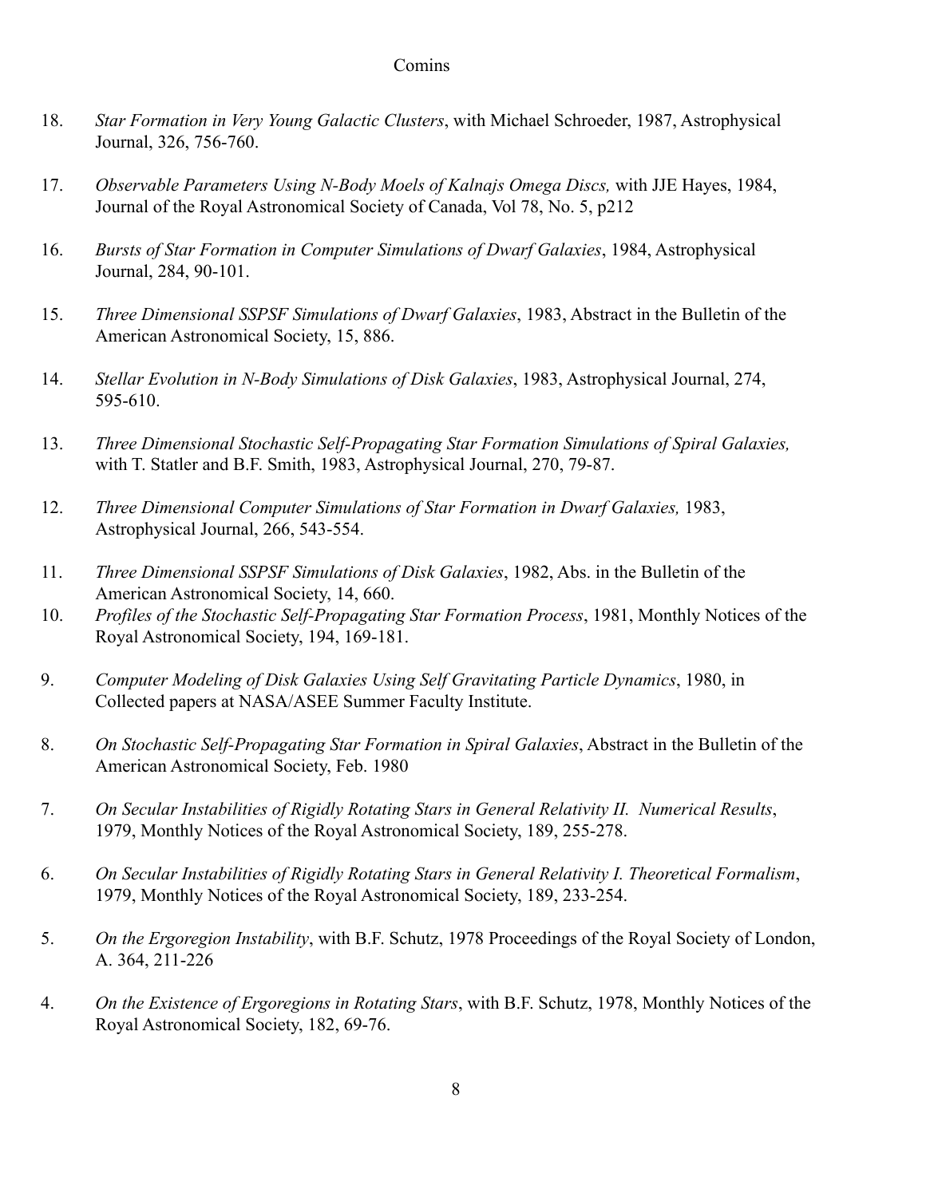18. *Star Formation in Very Young Galactic Clusters*, with Michael Schroeder, 1987, Astrophysical Journal, 326, 756-760.

17. *Observable Parameters Using N-Body Moels of Kalnajs Omega Discs,* with JJE Hayes, 1984, Journal of the Royal Astronomical Society of Canada, Vol 78, No. 5, p212

16. *Bursts of Star Formation in Computer Simulations of Dwarf Galaxies*, 1984, Astrophysical Journal, 284, 90-101.

15. *Three Dimensional SSPSF Simulations of Dwarf Galaxies*, 1983, Abstract in the Bulletin of the American Astronomical Society, 15, 886.

14. *Stellar Evolution in N-Body Simulations of Disk Galaxies*, 1983, Astrophysical Journal, 274, 595-610.

13. *Three Dimensional Stochastic Self-Propagating Star Formation Simulations of Spiral Galaxies,* with T. Statler and B.F. Smith, 1983, Astrophysical Journal, 270, 79-87.

12. *Three Dimensional Computer Simulations of Star Formation in Dwarf Galaxies,* 1983, Astrophysical Journal, 266, 543-554.

11. *Three Dimensional SSPSF Simulations of Disk Galaxies*, 1982, Abs. in the Bulletin of the American Astronomical Society, 14, 660.

10. *Profiles of the Stochastic Self-Propagating Star Formation Process*, 1981, Monthly Notices of the Royal Astronomical Society, 194, 169-181.

9. *Computer Modeling of Disk Galaxies Using Self Gravitating Particle Dynamics*, 1980, in Collected papers at NASA/ASEE Summer Faculty Institute.

8. *On Stochastic Self-Propagating Star Formation in Spiral Galaxies*, Abstract in the Bulletin of the American Astronomical Society, Feb. 1980

7. *On Secular Instabilities of Rigidly Rotating Stars in General Relativity II. Numerical Results*, 1979, Monthly Notices of the Royal Astronomical Society, 189, 255-278.

6. *On Secular Instabilities of Rigidly Rotating Stars in General Relativity I. Theoretical Formalism*, 1979, Monthly Notices of the Royal Astronomical Society, 189, 233-254.

5. *On the Ergoregion Instability*, with B.F. Schutz, 1978 Proceedings of the Royal Society of London, A. 364, 211-226

4. *On the Existence of Ergoregions in Rotating Stars*, with B.F. Schutz, 1978, Monthly Notices of the Royal Astronomical Society, 182, 69-76.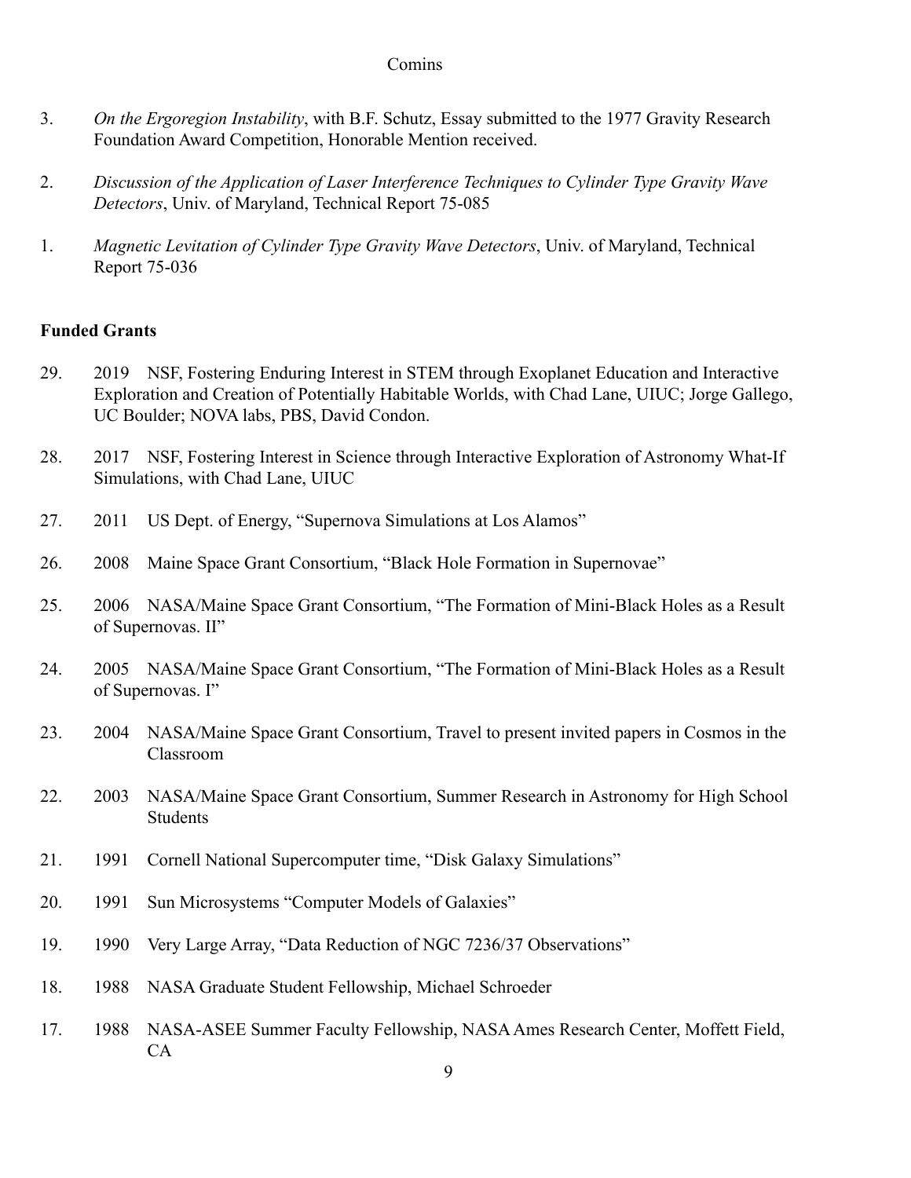3. *On the Ergoregion Instability*, with B.F. Schutz, Essay submitted to the 1977 Gravity Research Foundation Award Competition, Honorable Mention received.

2. *Discussion of the Application of Laser Interference Techniques to Cylinder Type Gravity Wave Detectors*, Univ. of Maryland, Technical Report 75-085

1. *Magnetic Levitation of Cylinder Type Gravity Wave Detectors*, Univ. of Maryland, Technical Report 75-036

**Funded Grants**

29. 2019 NSF, Fostering Enduring Interest in STEM through Exoplanet Education and Interactive Exploration and Creation of Potentially Habitable Worlds, with Chad Lane, UIUC; Jorge Gallego, UC Boulder; NOVA labs, PBS, David Condon.

28. 2017 NSF, Fostering Interest in Science through Interactive Exploration of Astronomy What-If Simulations, with Chad Lane, UIUC

27. 2011 US Dept. of Energy, “Supernova Simulations at Los Alamos”

26. 2008 Maine Space Grant Consortium, “Black Hole Formation in Supernovae”

25. 2006 NASA/Maine Space Grant Consortium, “The Formation of Mini-Black Holes as a Result of Supernovas. II”

24. 2005 NASA/Maine Space Grant Consortium, “The Formation of Mini-Black Holes as a Result of Supernovas. I”

23. 2004 NASA/Maine Space Grant Consortium, Travel to present invited papers in Cosmos in the Classroom

22. 2003 NASA/Maine Space Grant Consortium, Summer Research in Astronomy for High School Students

21. 1991 Cornell National Supercomputer time, “Disk Galaxy Simulations”

20. 1991 Sun Microsystems “Computer Models of Galaxies”

19. 1990 Very Large Array, “Data Reduction of NGC 7236/37 Observations”

18. 1988 NASA Graduate Student Fellowship, Michael Schroeder

17. 1988 NASA-ASEE Summer Faculty Fellowship, NASA Ames Research Center, Moffett Field, CA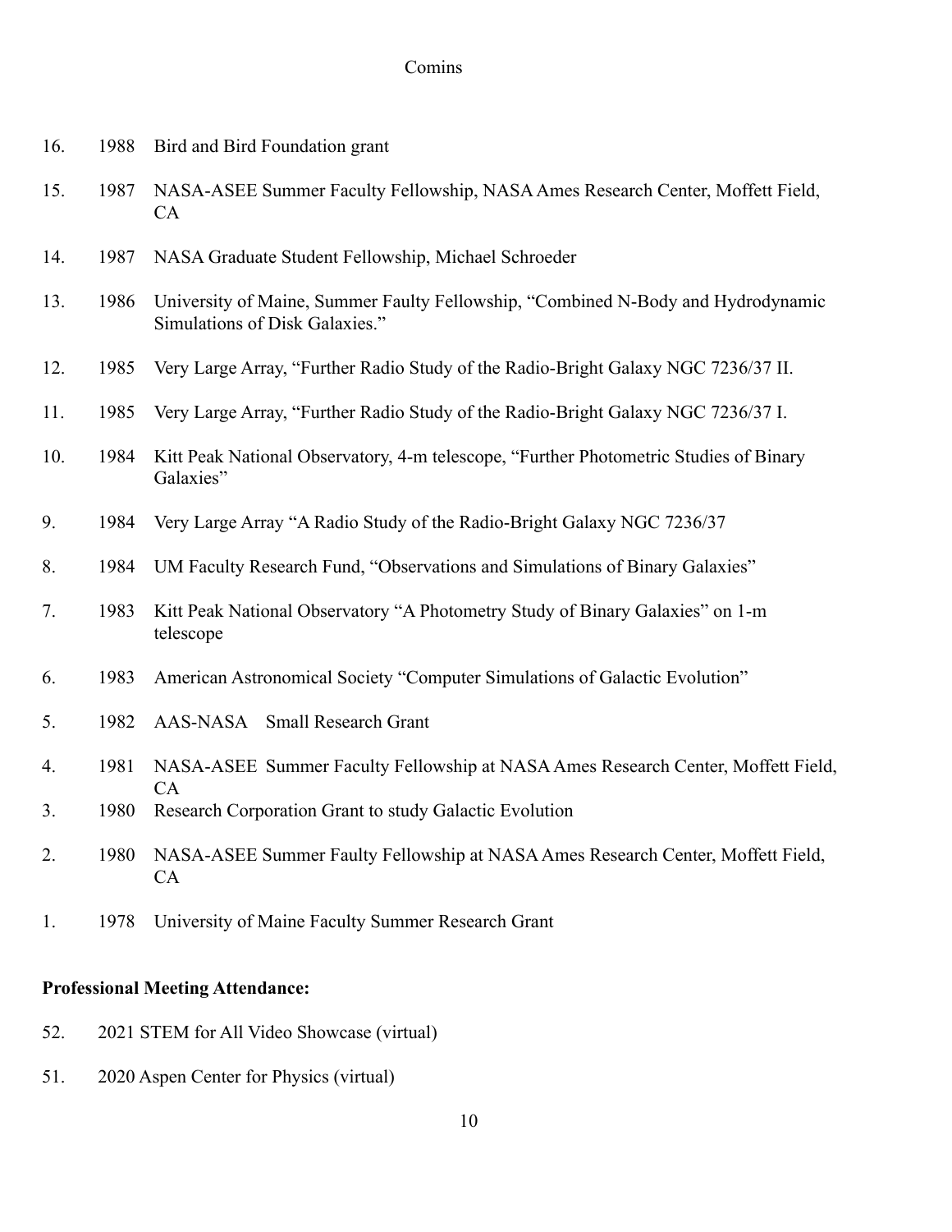16. 1988 Bird and Bird Foundation grant

15. 1987 NASA-ASEE Summer Faculty Fellowship, NASA Ames Research Center, Moffett Field, CA

14. 1987 NASA Graduate Student Fellowship, Michael Schroeder

13. 1986 University of Maine, Summer Faulty Fellowship, "Combined N-Body and Hydrodynamic Simulations of Disk Galaxies."

12. 1985 Very Large Array, "Further Radio Study of the Radio-Bright Galaxy NGC 7236/37 II.

11. 1985 Very Large Array, "Further Radio Study of the Radio-Bright Galaxy NGC 7236/37 I.

10. 1984 Kitt Peak National Observatory, 4-m telescope, "Further Photometric Studies of Binary Galaxies"

9. 1984 Very Large Array "A Radio Study of the Radio-Bright Galaxy NGC 7236/37

8. 1984 UM Faculty Research Fund, "Observations and Simulations of Binary Galaxies"

7. 1983 Kitt Peak National Observatory "A Photometry Study of Binary Galaxies" on 1-m telescope

6. 1983 American Astronomical Society "Computer Simulations of Galactic Evolution"

5. 1982 AAS-NASA Small Research Grant

4. 1981 NASA-ASEE Summer Faculty Fellowship at NASA Ames Research Center, Moffett Field, CA

3. 1980 Research Corporation Grant to study Galactic Evolution

2. 1980 NASA-ASEE Summer Faulty Fellowship at NASA Ames Research Center, Moffett Field, CA

1. 1978 University of Maine Faculty Summer Research Grant

**Professional Meeting Attendance:**

52. 2021 STEM for All Video Showcase (virtual)

51. 2020 Aspen Center for Physics (virtual)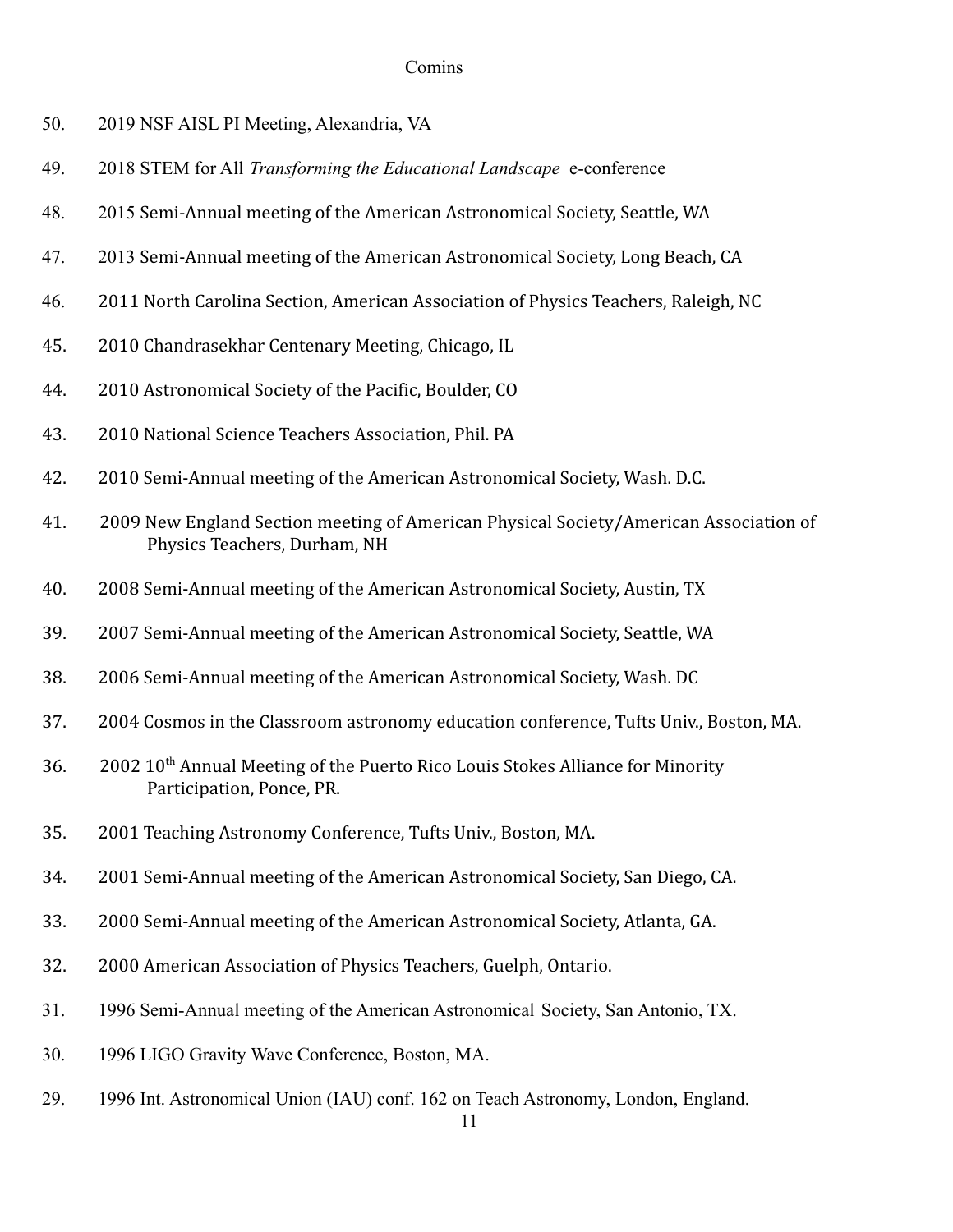50. 2019 NSF AISL PI Meeting, Alexandria, VA

49. 2018 STEM for All *Transforming the Educational Landscape* e-conference

48. 2015 Semi-Annual meeting of the American Astronomical Society, Seattle, WA

47. 2013 Semi-Annual meeting of the American Astronomical Society, Long Beach, CA

46. 2011 North Carolina Section, American Association of Physics Teachers, Raleigh, NC

45. 2010 Chandrasekhar Centenary Meeting, Chicago, IL

44. 2010 Astronomical Society of the Pacific, Boulder, CO

43. 2010 National Science Teachers Association, Phil. PA

42. 2010 Semi-Annual meeting of the American Astronomical Society, Wash. D.C.

41. 2009 New England Section meeting of American Physical Society/American Association of Physics Teachers, Durham, NH

40. 2008 Semi-Annual meeting of the American Astronomical Society, Austin, TX

39. 2007 Semi-Annual meeting of the American Astronomical Society, Seattle, WA

38. 2006 Semi-Annual meeting of the American Astronomical Society, Wash. DC

37. 2004 Cosmos in the Classroom astronomy education conference, Tufts Univ., Boston, MA.

36. 2002 10th Annual Meeting of the Puerto Rico Louis Stokes Alliance for Minority Participation, Ponce, PR.

35. 2001 Teaching Astronomy Conference, Tufts Univ., Boston, MA.

34. 2001 Semi-Annual meeting of the American Astronomical Society, San Diego, CA.

33. 2000 Semi-Annual meeting of the American Astronomical Society, Atlanta, GA.

32. 2000 American Association of Physics Teachers, Guelph, Ontario.

31. 1996 Semi-Annual meeting of the American Astronomical Society, San Antonio, TX.

30. 1996 LIGO Gravity Wave Conference, Boston, MA.

29. 1996 Int. Astronomical Union (IAU) conf. 162 on Teach Astronomy, London, England.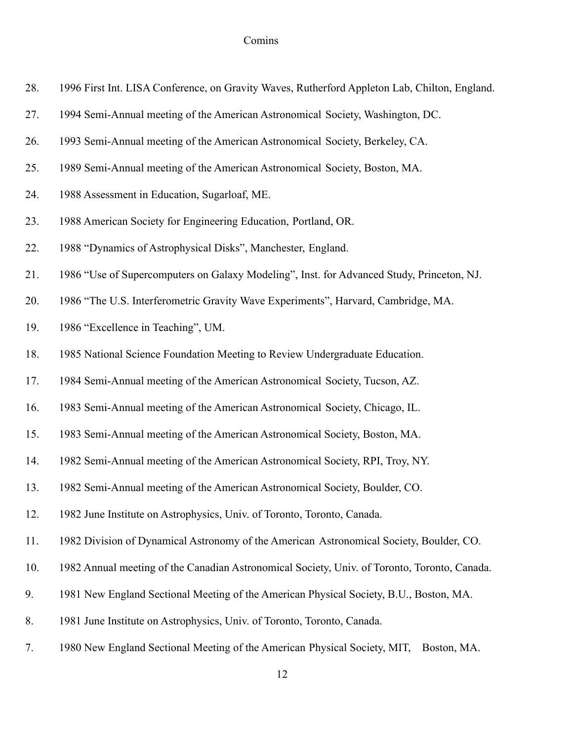28. 1996 First Int. LISA Conference, on Gravity Waves, Rutherford Appleton Lab, Chilton, England.

27. 1994 Semi-Annual meeting of the American Astronomical Society, Washington, DC.

26. 1993 Semi-Annual meeting of the American Astronomical Society, Berkeley, CA.

25. 1989 Semi-Annual meeting of the American Astronomical Society, Boston, MA.

24. 1988 Assessment in Education, Sugarloaf, ME.

23. 1988 American Society for Engineering Education, Portland, OR.

22. 1988 "Dynamics of Astrophysical Disks", Manchester, England.

21. 1986 "Use of Supercomputers on Galaxy Modeling", Inst. for Advanced Study, Princeton, NJ.

20. 1986 "The U.S. Interferometric Gravity Wave Experiments", Harvard, Cambridge, MA.

19. 1986 "Excellence in Teaching", UM.

18. 1985 National Science Foundation Meeting to Review Undergraduate Education.

17. 1984 Semi-Annual meeting of the American Astronomical Society, Tucson, AZ.

16. 1983 Semi-Annual meeting of the American Astronomical Society, Chicago, IL.

15. 1983 Semi-Annual meeting of the American Astronomical Society, Boston, MA.

14. 1982 Semi-Annual meeting of the American Astronomical Society, RPI, Troy, NY.

13. 1982 Semi-Annual meeting of the American Astronomical Society, Boulder, CO.

12. 1982 June Institute on Astrophysics, Univ. of Toronto, Toronto, Canada.

11. 1982 Division of Dynamical Astronomy of the American Astronomical Society, Boulder, CO.

10. 1982 Annual meeting of the Canadian Astronomical Society, Univ. of Toronto, Toronto, Canada.

9. 1981 New England Sectional Meeting of the American Physical Society, B.U., Boston, MA.

8. 1981 June Institute on Astrophysics, Univ. of Toronto, Toronto, Canada.

7. 1980 New England Sectional Meeting of the American Physical Society, MIT, Boston, MA.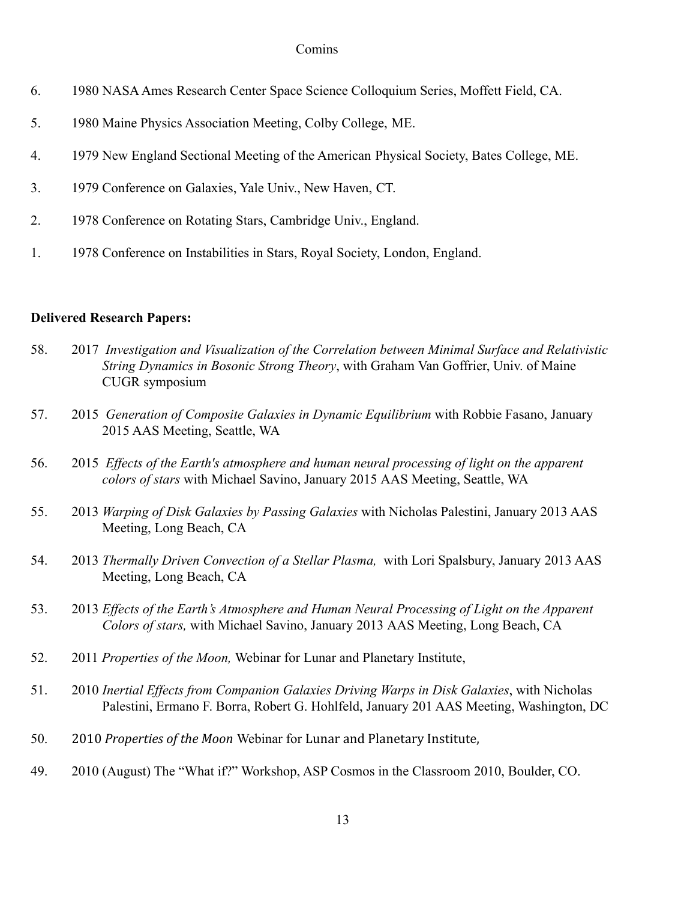6. 1980 NASA Ames Research Center Space Science Colloquium Series, Moffett Field, CA.

5. 1980 Maine Physics Association Meeting, Colby College, ME.

4. 1979 New England Sectional Meeting of the American Physical Society, Bates College, ME.

3. 1979 Conference on Galaxies, Yale Univ., New Haven, CT.

2. 1978 Conference on Rotating Stars, Cambridge Univ., England.

1. 1978 Conference on Instabilities in Stars, Royal Society, London, England.

**Delivered Research Papers:**

58. 2017 *Investigation and Visualization of the Correlation between Minimal Surface and Relativistic String Dynamics in Bosonic Strong Theory*, with Graham Van Goffrier, Univ. of Maine CUGR symposium

57. 2015 *Generation of Composite Galaxies in Dynamic Equilibrium* with Robbie Fasano, January 2015 AAS Meeting, Seattle, WA

56. 2015 *Effects of the Earth's atmosphere and human neural processing of light on the apparent colors of stars* with Michael Savino, January 2015 AAS Meeting, Seattle, WA

55. 2013 *Warping of Disk Galaxies by Passing Galaxies* with Nicholas Palestini, January 2013 AAS Meeting, Long Beach, CA

54. 2013 *Thermally Driven Convection of a Stellar Plasma,* with Lori Spalsbury, January 2013 AAS Meeting, Long Beach, CA

53. 2013 *Effects of the Earth's Atmosphere and Human Neural Processing of Light on the Apparent Colors of stars,* with Michael Savino, January 2013 AAS Meeting, Long Beach, CA

52. 2011 *Properties of the Moon,* Webinar for Lunar and Planetary Institute,

51. 2010 *Inertial Effects from Companion Galaxies Driving Warps in Disk Galaxies*, with Nicholas Palestini, Ermano F. Borra, Robert G. Hohlfeld, January 201 AAS Meeting, Washington, DC

50. 2010 *Properties of the Moon* Webinar for Lunar and Planetary Institute,

49. 2010 (August) The "What if?" Workshop, ASP Cosmos in the Classroom 2010, Boulder, CO.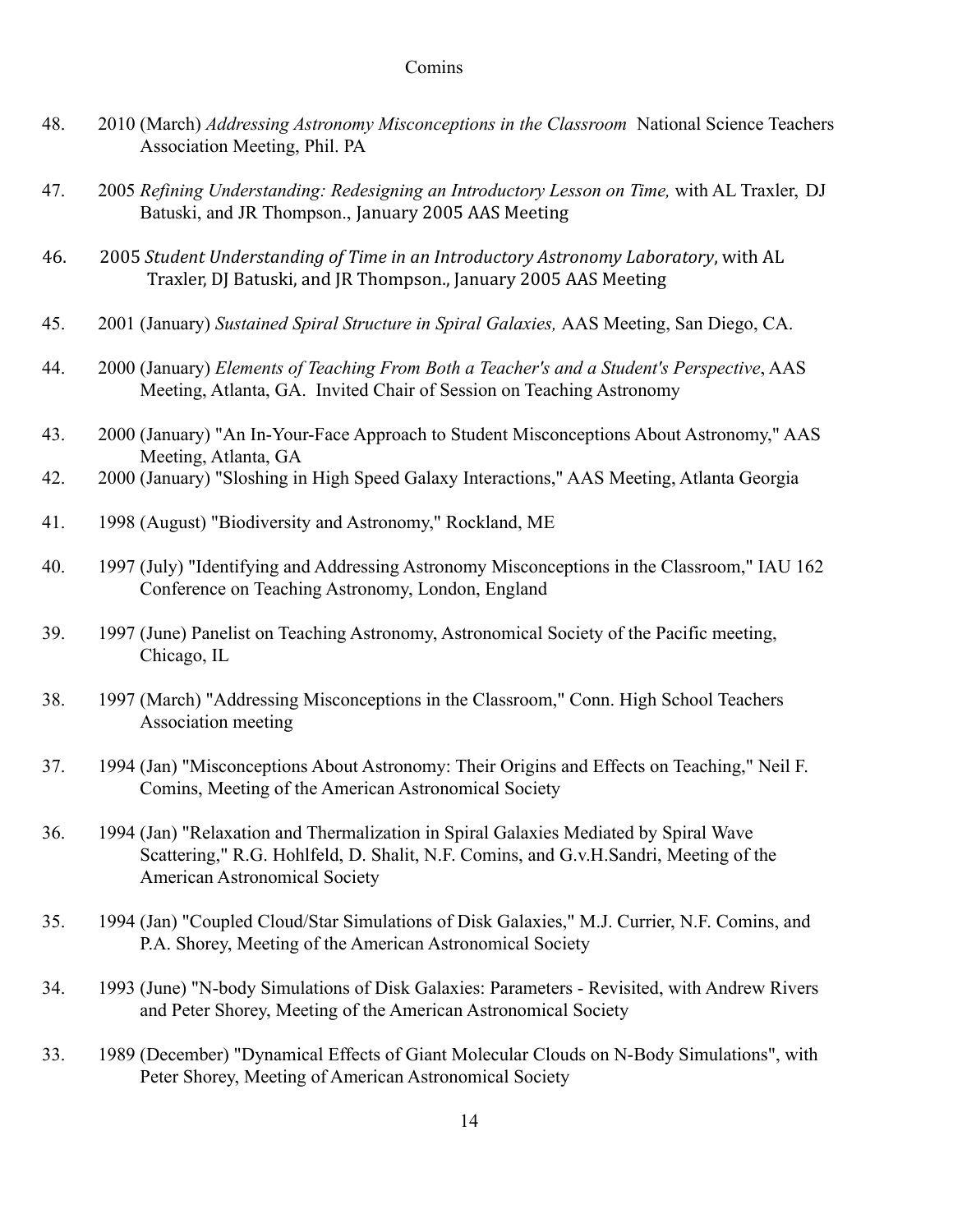48. 2010 (March) *Addressing Astronomy Misconceptions in the Classroom* National Science Teachers Association Meeting, Phil. PA

47. 2005 *Refining Understanding: Redesigning an Introductory Lesson on Time,* with AL Traxler, DJ Batuski, and JR Thompson., January 2005 AAS Meeting

46. 2005 *Student Understanding of Time in an Introductory Astronomy Laboratory*, with AL Traxler, DJ Batuski, and JR Thompson., January 2005 AAS Meeting

45. 2001 (January) *Sustained Spiral Structure in Spiral Galaxies,* AAS Meeting, San Diego, CA.

44. 2000 (January) *Elements of Teaching From Both a Teacher's and a Student's Perspective*, AAS Meeting, Atlanta, GA. Invited Chair of Session on Teaching Astronomy

43. 2000 (January) "An In-Your-Face Approach to Student Misconceptions About Astronomy," AAS Meeting, Atlanta, GA

42. 2000 (January) "Sloshing in High Speed Galaxy Interactions," AAS Meeting, Atlanta Georgia

41. 1998 (August) "Biodiversity and Astronomy," Rockland, ME

40. 1997 (July) "Identifying and Addressing Astronomy Misconceptions in the Classroom," IAU 162 Conference on Teaching Astronomy, London, England

39. 1997 (June) Panelist on Teaching Astronomy, Astronomical Society of the Pacific meeting, Chicago, IL

38. 1997 (March) "Addressing Misconceptions in the Classroom," Conn. High School Teachers Association meeting

37. 1994 (Jan) "Misconceptions About Astronomy: Their Origins and Effects on Teaching," Neil F. Comins, Meeting of the American Astronomical Society

36. 1994 (Jan) "Relaxation and Thermalization in Spiral Galaxies Mediated by Spiral Wave Scattering," R.G. Hohlfeld, D. Shalit, N.F. Comins, and G.v.H.Sandri, Meeting of the American Astronomical Society

35. 1994 (Jan) "Coupled Cloud/Star Simulations of Disk Galaxies," M.J. Currier, N.F. Comins, and P.A. Shorey, Meeting of the American Astronomical Society

34. 1993 (June) "N-body Simulations of Disk Galaxies: Parameters - Revisited, with Andrew Rivers and Peter Shorey, Meeting of the American Astronomical Society

33. 1989 (December) "Dynamical Effects of Giant Molecular Clouds on N-Body Simulations", with Peter Shorey, Meeting of American Astronomical Society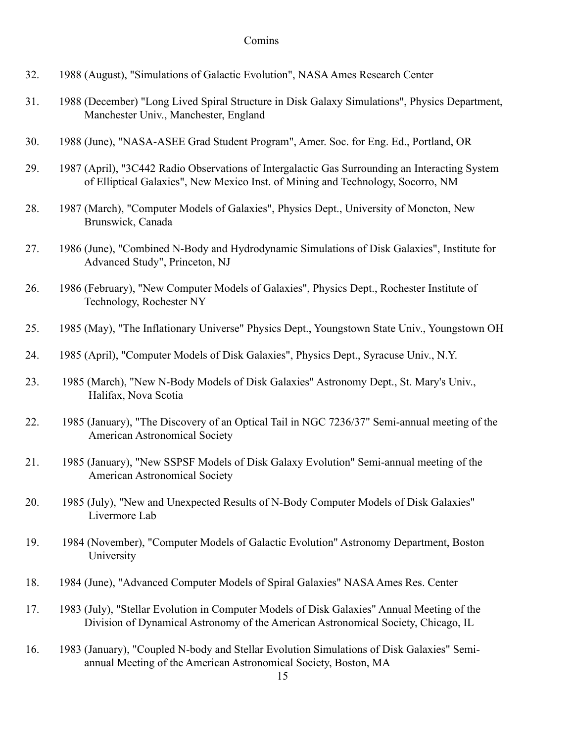32. 1988 (August), "Simulations of Galactic Evolution", NASA Ames Research Center

31. 1988 (December) "Long Lived Spiral Structure in Disk Galaxy Simulations", Physics Department, Manchester Univ., Manchester, England

30. 1988 (June), "NASA-ASEE Grad Student Program", Amer. Soc. for Eng. Ed., Portland, OR

29. 1987 (April), "3C442 Radio Observations of Intergalactic Gas Surrounding an Interacting System of Elliptical Galaxies", New Mexico Inst. of Mining and Technology, Socorro, NM

28. 1987 (March), "Computer Models of Galaxies", Physics Dept., University of Moncton, New Brunswick, Canada

27. 1986 (June), "Combined N-Body and Hydrodynamic Simulations of Disk Galaxies", Institute for Advanced Study", Princeton, NJ

26. 1986 (February), "New Computer Models of Galaxies", Physics Dept., Rochester Institute of Technology, Rochester NY

25. 1985 (May), "The Inflationary Universe" Physics Dept., Youngstown State Univ., Youngstown OH

24. 1985 (April), "Computer Models of Disk Galaxies", Physics Dept., Syracuse Univ., N.Y.

23. 1985 (March), "New N-Body Models of Disk Galaxies" Astronomy Dept., St. Mary's Univ., Halifax, Nova Scotia

22. 1985 (January), "The Discovery of an Optical Tail in NGC 7236/37" Semi-annual meeting of the American Astronomical Society

21. 1985 (January), "New SSPSF Models of Disk Galaxy Evolution" Semi-annual meeting of the American Astronomical Society

20. 1985 (July), "New and Unexpected Results of N-Body Computer Models of Disk Galaxies" Livermore Lab

19. 1984 (November), "Computer Models of Galactic Evolution" Astronomy Department, Boston University

18. 1984 (June), "Advanced Computer Models of Spiral Galaxies" NASA Ames Res. Center

17. 1983 (July), "Stellar Evolution in Computer Models of Disk Galaxies" Annual Meeting of the Division of Dynamical Astronomy of the American Astronomical Society, Chicago, IL

16. 1983 (January), "Coupled N-body and Stellar Evolution Simulations of Disk Galaxies" Semi-annual Meeting of the American Astronomical Society, Boston, MA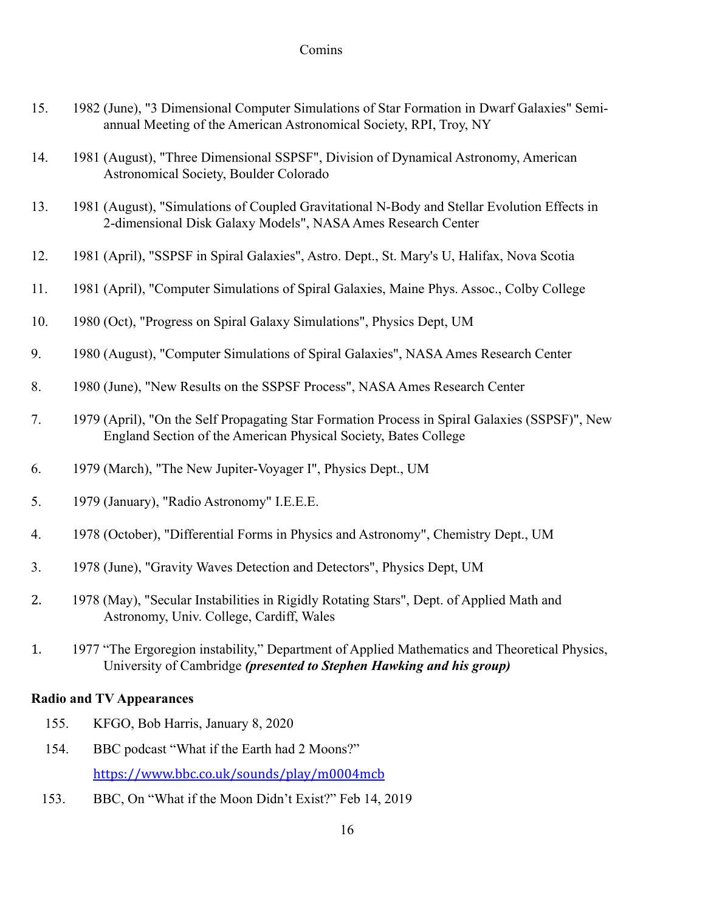15. 1982 (June), "3 Dimensional Computer Simulations of Star Formation in Dwarf Galaxies" Semi-annual Meeting of the American Astronomical Society, RPI, Troy, NY

14. 1981 (August), "Three Dimensional SSPSF", Division of Dynamical Astronomy, American Astronomical Society, Boulder Colorado

13. 1981 (August), "Simulations of Coupled Gravitational N-Body and Stellar Evolution Effects in 2-dimensional Disk Galaxy Models", NASA Ames Research Center

12. 1981 (April), "SSPSF in Spiral Galaxies", Astro. Dept., St. Mary's U, Halifax, Nova Scotia

11. 1981 (April), "Computer Simulations of Spiral Galaxies, Maine Phys. Assoc., Colby College

10. 1980 (Oct), "Progress on Spiral Galaxy Simulations", Physics Dept, UM

9. 1980 (August), "Computer Simulations of Spiral Galaxies", NASA Ames Research Center

8. 1980 (June), "New Results on the SSPSF Process", NASA Ames Research Center

7. 1979 (April), "On the Self Propagating Star Formation Process in Spiral Galaxies (SSPSF)", New England Section of the American Physical Society, Bates College

6. 1979 (March), "The New Jupiter-Voyager I", Physics Dept., UM

5. 1979 (January), "Radio Astronomy" I.E.E.E.

4. 1978 (October), "Differential Forms in Physics and Astronomy", Chemistry Dept., UM

3. 1978 (June), "Gravity Waves Detection and Detectors", Physics Dept, UM

2. 1978 (May), "Secular Instabilities in Rigidly Rotating Stars", Dept. of Applied Math and Astronomy, Univ. College, Cardiff, Wales

1. 1977 "The Ergoregion instability," Department of Applied Mathematics and Theoretical Physics, University of Cambridge ***(presented to Stephen Hawking and his group)***

**Radio and TV Appearances**

155. KFGO, Bob Harris, January 8, 2020

154. BBC podcast "What if the Earth had 2 Moons?"
https://www.bbc.co.uk/sounds/play/m0004mcb

153. BBC, On "What if the Moon Didn't Exist?" Feb 14, 2019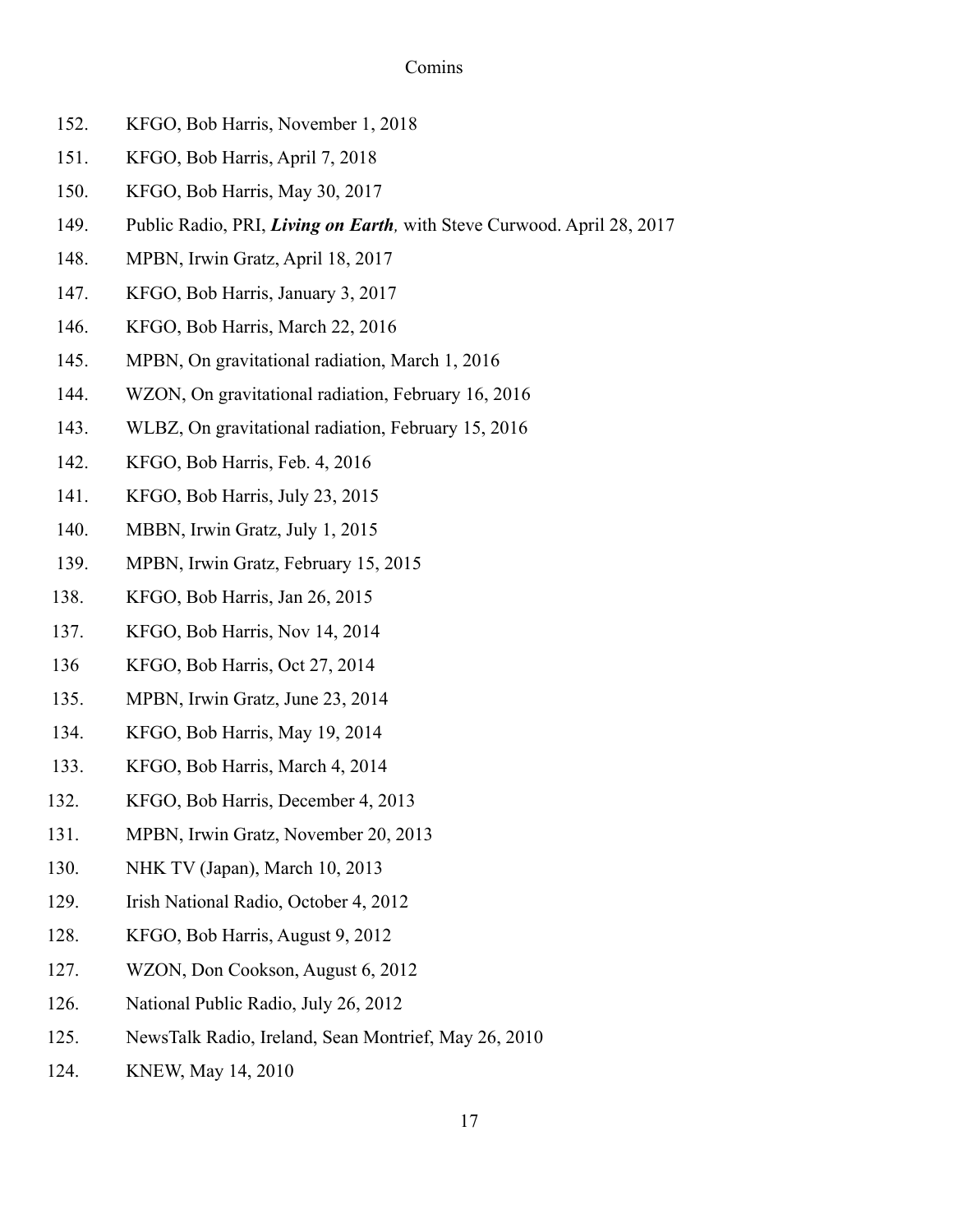152. KFGO, Bob Harris, November 1, 2018
151. KFGO, Bob Harris, April 7, 2018
150. KFGO, Bob Harris, May 30, 2017
149. Public Radio, PRI, ***Living on Earth**,* with Steve Curwood. April 28, 2017
148. MPBN, Irwin Gratz, April 18, 2017
147. KFGO, Bob Harris, January 3, 2017
146. KFGO, Bob Harris, March 22, 2016
145. MPBN, On gravitational radiation, March 1, 2016
144. WZON, On gravitational radiation, February 16, 2016
143. WLBZ, On gravitational radiation, February 15, 2016
142. KFGO, Bob Harris, Feb. 4, 2016
141. KFGO, Bob Harris, July 23, 2015
140. MBBN, Irwin Gratz, July 1, 2015
139. MPBN, Irwin Gratz, February 15, 2015
138. KFGO, Bob Harris, Jan 26, 2015
137. KFGO, Bob Harris, Nov 14, 2014
136 KFGO, Bob Harris, Oct 27, 2014
135. MPBN, Irwin Gratz, June 23, 2014
134. KFGO, Bob Harris, May 19, 2014
133. KFGO, Bob Harris, March 4, 2014
132. KFGO, Bob Harris, December 4, 2013
131. MPBN, Irwin Gratz, November 20, 2013
130. NHK TV (Japan), March 10, 2013
129. Irish National Radio, October 4, 2012
128. KFGO, Bob Harris, August 9, 2012
127. WZON, Don Cookson, August 6, 2012
126. National Public Radio, July 26, 2012
125. NewsTalk Radio, Ireland, Sean Montrief, May 26, 2010
124. KNEW, May 14, 2010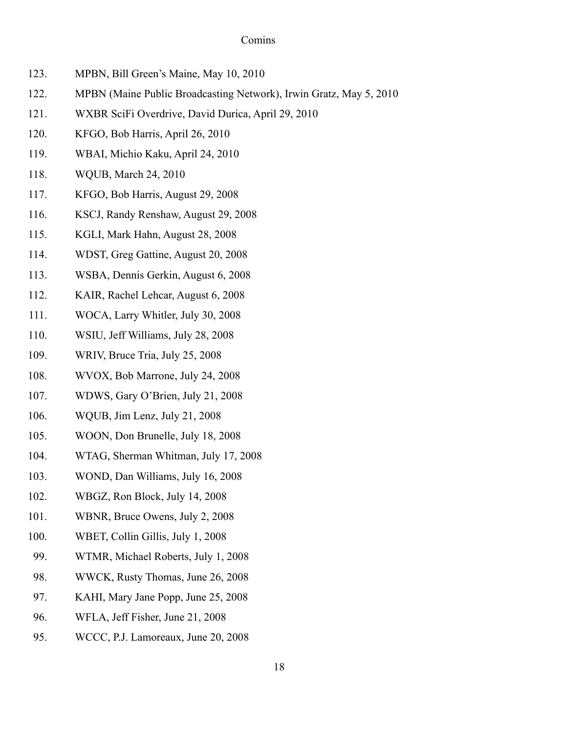123. MPBN, Bill Green's Maine, May 10, 2010

122. MPBN (Maine Public Broadcasting Network), Irwin Gratz, May 5, 2010

121. WXBR SciFi Overdrive, David Durica, April 29, 2010

120. KFGO, Bob Harris, April 26, 2010

119. WBAI, Michio Kaku, April 24, 2010

118. WQUB, March 24, 2010

117. KFGO, Bob Harris, August 29, 2008

116. KSCJ, Randy Renshaw, August 29, 2008

115. KGLI, Mark Hahn, August 28, 2008

114. WDST, Greg Gattine, August 20, 2008

113. WSBA, Dennis Gerkin, August 6, 2008

112. KAIR, Rachel Lehcar, August 6, 2008

111. WOCA, Larry Whitler, July 30, 2008

110. WSIU, Jeff Williams, July 28, 2008

109. WRIV, Bruce Tria, July 25, 2008

108. WVOX, Bob Marrone, July 24, 2008

107. WDWS, Gary O'Brien, July 21, 2008

106. WQUB, Jim Lenz, July 21, 2008

105. WOON, Don Brunelle, July 18, 2008

104. WTAG, Sherman Whitman, July 17, 2008

103. WOND, Dan Williams, July 16, 2008

102. WBGZ, Ron Block, July 14, 2008

101. WBNR, Bruce Owens, July 2, 2008

100. WBET, Collin Gillis, July 1, 2008

99. WTMR, Michael Roberts, July 1, 2008

98. WWCK, Rusty Thomas, June 26, 2008

97. KAHI, Mary Jane Popp, June 25, 2008

96. WFLA, Jeff Fisher, June 21, 2008

95. WCCC, P.J. Lamoreaux, June 20, 2008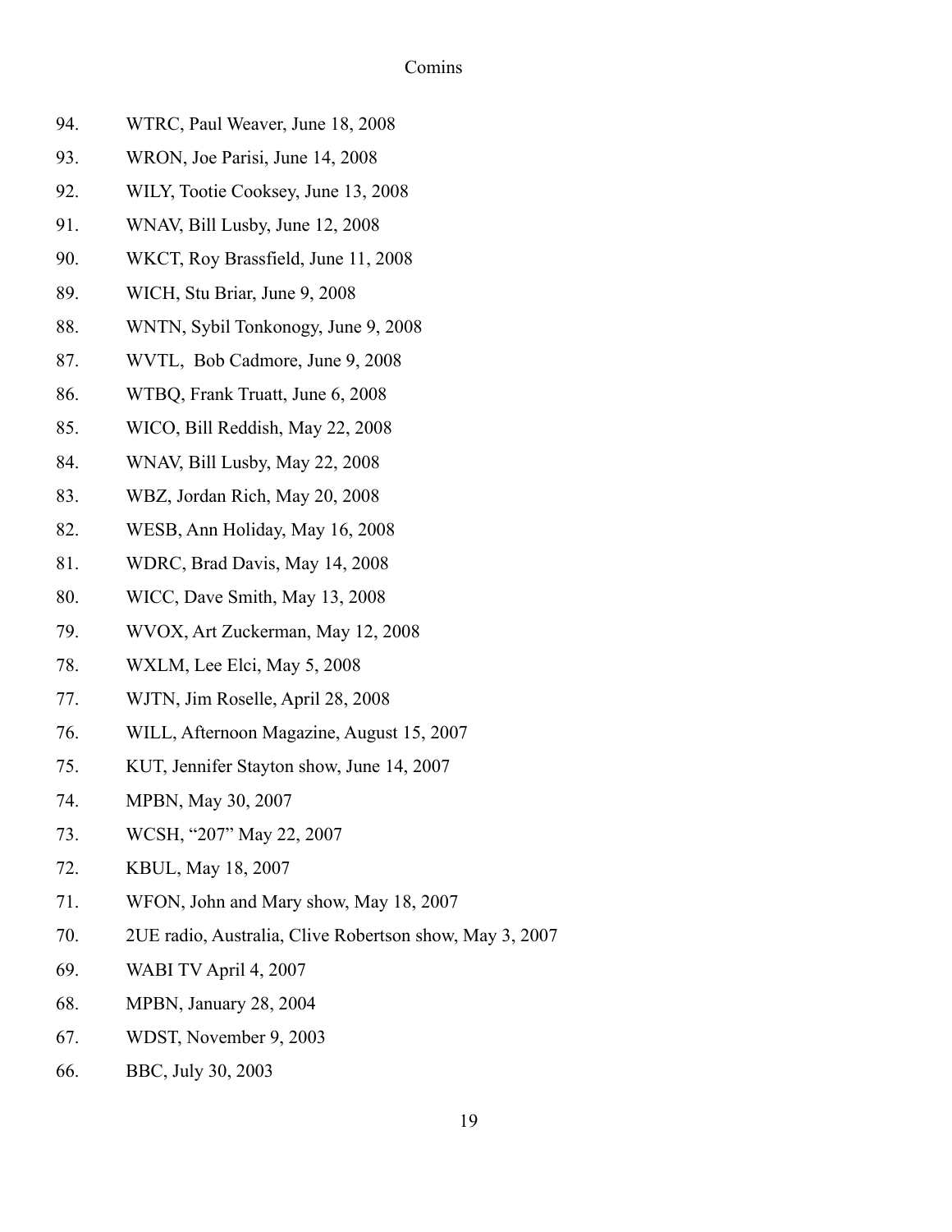94. WTRC, Paul Weaver, June 18, 2008
93. WRON, Joe Parisi, June 14, 2008
92. WILY, Tootie Cooksey, June 13, 2008
91. WNAV, Bill Lusby, June 12, 2008
90. WKCT, Roy Brassfield, June 11, 2008
89. WICH, Stu Briar, June 9, 2008
88. WNTN, Sybil Tonkonogy, June 9, 2008
87. WVTL, Bob Cadmore, June 9, 2008
86. WTBQ, Frank Truatt, June 6, 2008
85. WICO, Bill Reddish, May 22, 2008
84. WNAV, Bill Lusby, May 22, 2008
83. WBZ, Jordan Rich, May 20, 2008
82. WESB, Ann Holiday, May 16, 2008
81. WDRC, Brad Davis, May 14, 2008
80. WICC, Dave Smith, May 13, 2008
79. WVOX, Art Zuckerman, May 12, 2008
78. WXLM, Lee Elci, May 5, 2008
77. WJTN, Jim Roselle, April 28, 2008
76. WILL, Afternoon Magazine, August 15, 2007
75. KUT, Jennifer Stayton show, June 14, 2007
74. MPBN, May 30, 2007
73. WCSH, "207" May 22, 2007
72. KBUL, May 18, 2007
71. WFON, John and Mary show, May 18, 2007
70. 2UE radio, Australia, Clive Robertson show, May 3, 2007
69. WABI TV April 4, 2007
68. MPBN, January 28, 2004
67. WDST, November 9, 2003
66. BBC, July 30, 2003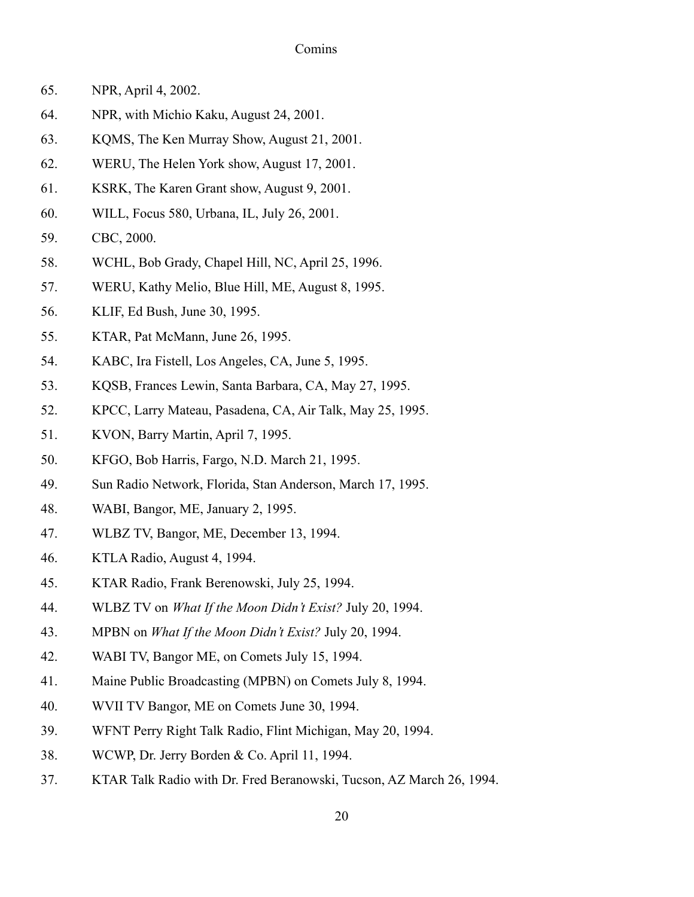65. NPR, April 4, 2002.
64. NPR, with Michio Kaku, August 24, 2001.
63. KQMS, The Ken Murray Show, August 21, 2001.
62. WERU, The Helen York show, August 17, 2001.
61. KSRK, The Karen Grant show, August 9, 2001.
60. WILL, Focus 580, Urbana, IL, July 26, 2001.
59. CBC, 2000.
58. WCHL, Bob Grady, Chapel Hill, NC, April 25, 1996.
57. WERU, Kathy Melio, Blue Hill, ME, August 8, 1995.
56. KLIF, Ed Bush, June 30, 1995.
55. KTAR, Pat McMann, June 26, 1995.
54. KABC, Ira Fistell, Los Angeles, CA, June 5, 1995.
53. KQSB, Frances Lewin, Santa Barbara, CA, May 27, 1995.
52. KPCC, Larry Mateau, Pasadena, CA, Air Talk, May 25, 1995.
51. KVON, Barry Martin, April 7, 1995.
50. KFGO, Bob Harris, Fargo, N.D. March 21, 1995.
49. Sun Radio Network, Florida, Stan Anderson, March 17, 1995.
48. WABI, Bangor, ME, January 2, 1995.
47. WLBZ TV, Bangor, ME, December 13, 1994.
46. KTLA Radio, August 4, 1994.
45. KTAR Radio, Frank Berenowski, July 25, 1994.
44. WLBZ TV on *What If the Moon Didn't Exist?* July 20, 1994.
43. MPBN on *What If the Moon Didn't Exist?* July 20, 1994.
42. WABI TV, Bangor ME, on Comets July 15, 1994.
41. Maine Public Broadcasting (MPBN) on Comets July 8, 1994.
40. WVII TV Bangor, ME on Comets June 30, 1994.
39. WFNT Perry Right Talk Radio, Flint Michigan, May 20, 1994.
38. WCWP, Dr. Jerry Borden & Co. April 11, 1994.
37. KTAR Talk Radio with Dr. Fred Beranowski, Tucson, AZ March 26, 1994.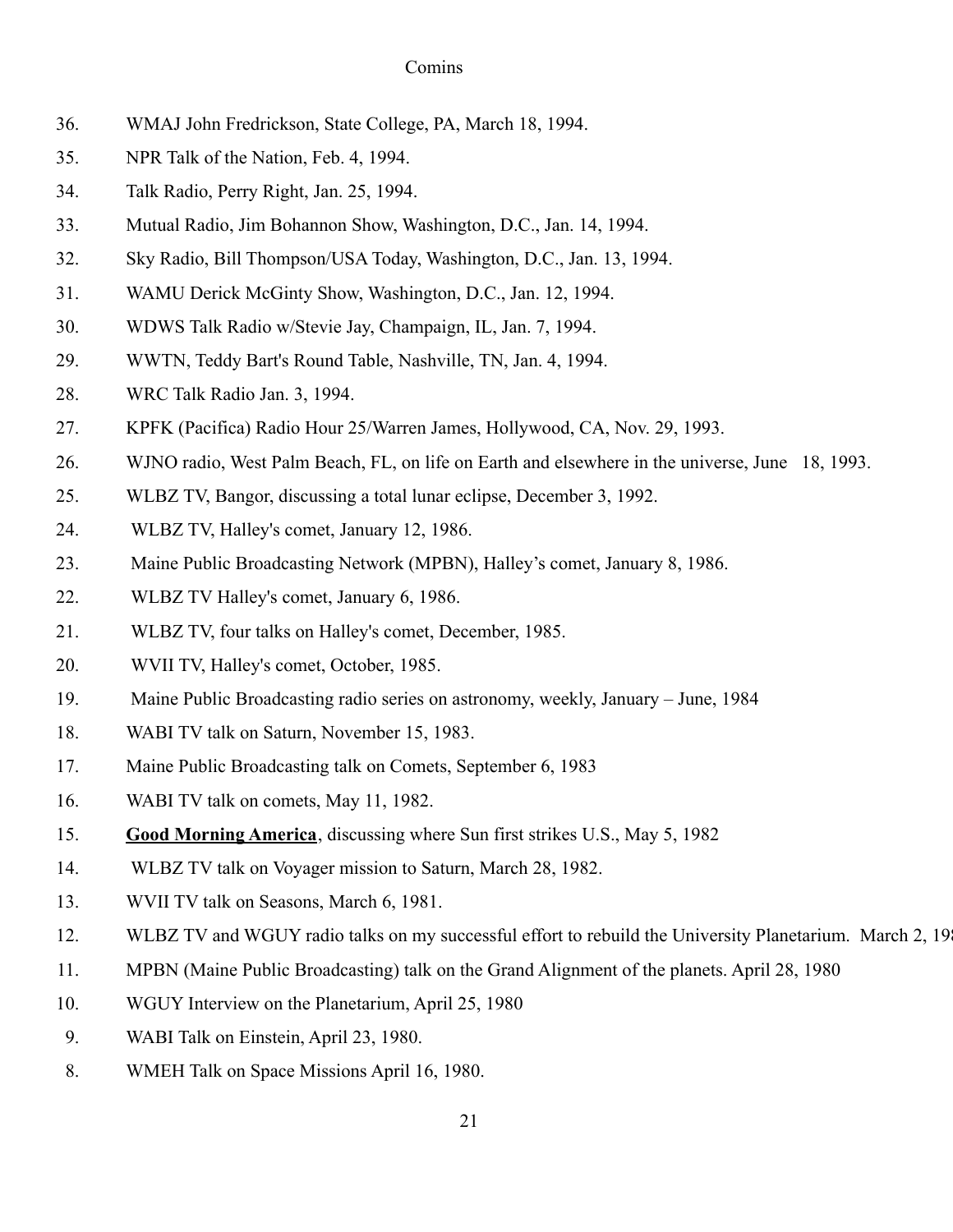36. WMAJ John Fredrickson, State College, PA, March 18, 1994.

35. NPR Talk of the Nation, Feb. 4, 1994.

34. Talk Radio, Perry Right, Jan. 25, 1994.

33. Mutual Radio, Jim Bohannon Show, Washington, D.C., Jan. 14, 1994.

32. Sky Radio, Bill Thompson/USA Today, Washington, D.C., Jan. 13, 1994.

31. WAMU Derick McGinty Show, Washington, D.C., Jan. 12, 1994.

30. WDWS Talk Radio w/Stevie Jay, Champaign, IL, Jan. 7, 1994.

29. WWTN, Teddy Bart's Round Table, Nashville, TN, Jan. 4, 1994.

28. WRC Talk Radio Jan. 3, 1994.

27. KPFK (Pacifica) Radio Hour 25/Warren James, Hollywood, CA, Nov. 29, 1993.

26. WJNO radio, West Palm Beach, FL, on life on Earth and elsewhere in the universe, June 18, 1993.

25. WLBZ TV, Bangor, discussing a total lunar eclipse, December 3, 1992.

24. WLBZ TV, Halley's comet, January 12, 1986.

23. Maine Public Broadcasting Network (MPBN), Halley's comet, January 8, 1986.

22. WLBZ TV Halley's comet, January 6, 1986.

21. WLBZ TV, four talks on Halley's comet, December, 1985.

20. WVII TV, Halley's comet, October, 1985.

19. Maine Public Broadcasting radio series on astronomy, weekly, January – June, 1984

18. WABI TV talk on Saturn, November 15, 1983.

17. Maine Public Broadcasting talk on Comets, September 6, 1983

16. WABI TV talk on comets, May 11, 1982.

15. **Good Morning America**, discussing where Sun first strikes U.S., May 5, 1982

14. WLBZ TV talk on Voyager mission to Saturn, March 28, 1982.

13. WVII TV talk on Seasons, March 6, 1981.

12. WLBZ TV and WGUY radio talks on my successful effort to rebuild the University Planetarium. March 2, 19

11. MPBN (Maine Public Broadcasting) talk on the Grand Alignment of the planets. April 28, 1980

10. WGUY Interview on the Planetarium, April 25, 1980

9. WABI Talk on Einstein, April 23, 1980.

8. WMEH Talk on Space Missions April 16, 1980.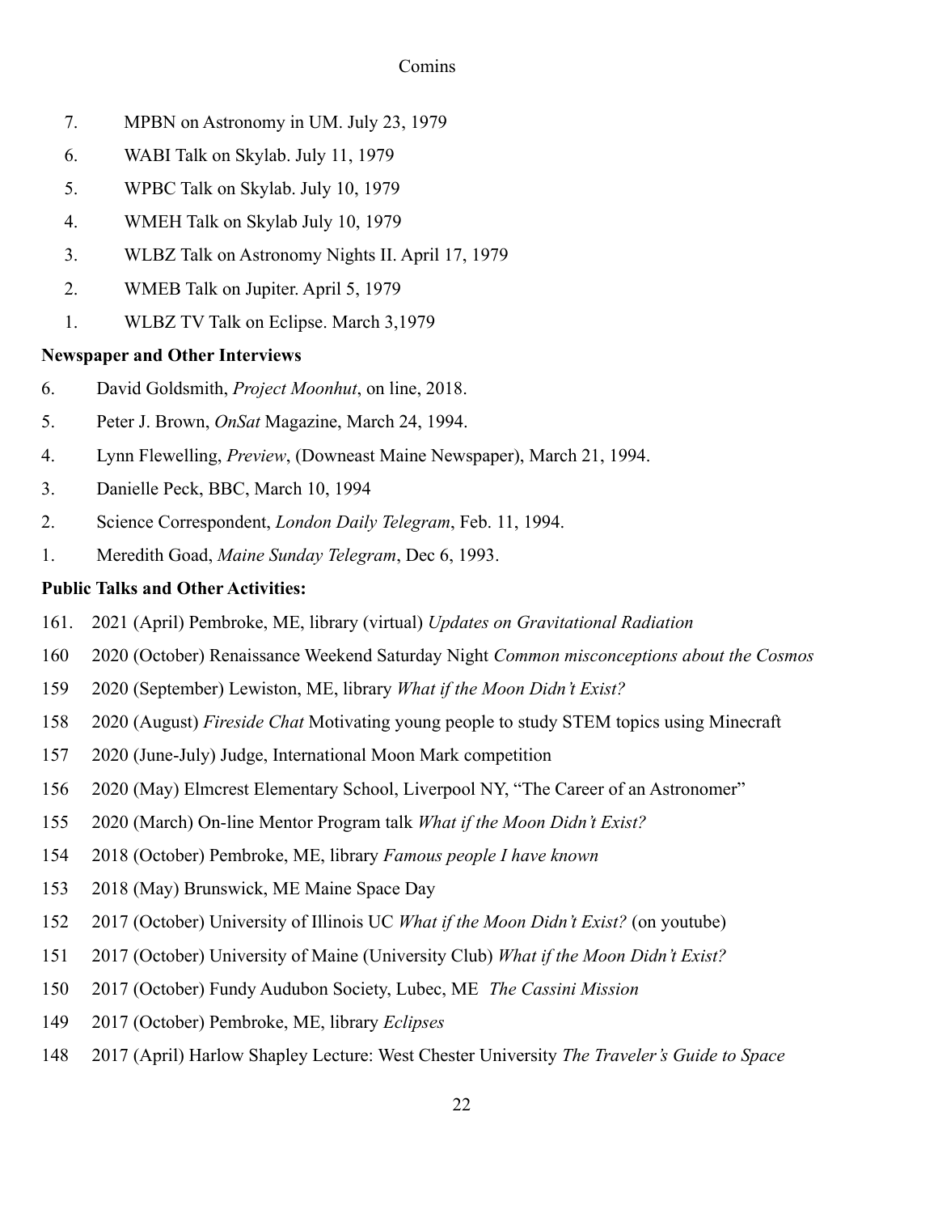7. MPBN on Astronomy in UM. July 23, 1979

6. WABI Talk on Skylab. July 11, 1979

5. WPBC Talk on Skylab. July 10, 1979

4. WMEH Talk on Skylab July 10, 1979

3. WLBZ Talk on Astronomy Nights II. April 17, 1979

2. WMEB Talk on Jupiter. April 5, 1979

1. WLBZ TV Talk on Eclipse. March 3,1979

**Newspaper and Other Interviews**

6. David Goldsmith, *Project Moonhut*, on line, 2018.

5. Peter J. Brown, *OnSat* Magazine, March 24, 1994.

4. Lynn Flewelling, *Preview*, (Downeast Maine Newspaper), March 21, 1994.

3. Danielle Peck, BBC, March 10, 1994

2. Science Correspondent, *London Daily Telegram*, Feb. 11, 1994.

1. Meredith Goad, *Maine Sunday Telegram*, Dec 6, 1993.

**Public Talks and Other Activities:**

161. 2021 (April) Pembroke, ME, library (virtual) *Updates on Gravitational Radiation*

160 2020 (October) Renaissance Weekend Saturday Night *Common misconceptions about the Cosmos*

159 2020 (September) Lewiston, ME, library *What if the Moon Didn't Exist?*

158 2020 (August) *Fireside Chat* Motivating young people to study STEM topics using Minecraft

157 2020 (June-July) Judge, International Moon Mark competition

156 2020 (May) Elmcrest Elementary School, Liverpool NY, "The Career of an Astronomer"

155 2020 (March) On-line Mentor Program talk *What if the Moon Didn't Exist?*

154 2018 (October) Pembroke, ME, library *Famous people I have known*

153 2018 (May) Brunswick, ME Maine Space Day

152 2017 (October) University of Illinois UC *What if the Moon Didn't Exist?* (on youtube)

151 2017 (October) University of Maine (University Club) *What if the Moon Didn't Exist?*

150 2017 (October) Fundy Audubon Society, Lubec, ME *The Cassini Mission*

149 2017 (October) Pembroke, ME, library *Eclipses*

148 2017 (April) Harlow Shapley Lecture: West Chester University *The Traveler's Guide to Space*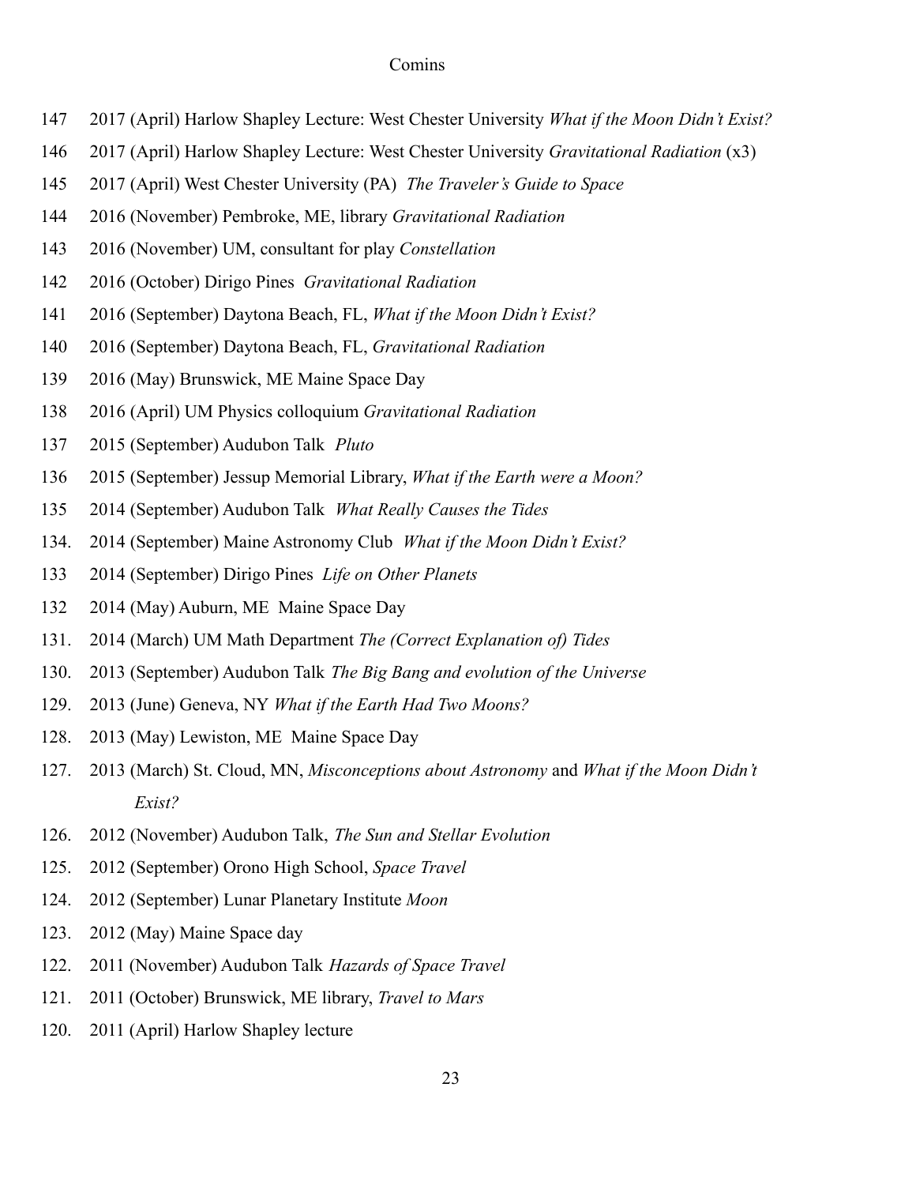147 2017 (April) Harlow Shapley Lecture: West Chester University *What if the Moon Didn't Exist?*

146 2017 (April) Harlow Shapley Lecture: West Chester University *Gravitational Radiation* (x3)

145 2017 (April) West Chester University (PA) *The Traveler's Guide to Space*

144 2016 (November) Pembroke, ME, library *Gravitational Radiation*

143 2016 (November) UM, consultant for play *Constellation*

142 2016 (October) Dirigo Pines *Gravitational Radiation*

141 2016 (September) Daytona Beach, FL, *What if the Moon Didn't Exist?*

140 2016 (September) Daytona Beach, FL, *Gravitational Radiation*

139 2016 (May) Brunswick, ME Maine Space Day

138 2016 (April) UM Physics colloquium *Gravitational Radiation*

137 2015 (September) Audubon Talk *Pluto*

136 2015 (September) Jessup Memorial Library, *What if the Earth were a Moon?*

135 2014 (September) Audubon Talk *What Really Causes the Tides*

134. 2014 (September) Maine Astronomy Club *What if the Moon Didn't Exist?*

133 2014 (September) Dirigo Pines *Life on Other Planets*

132 2014 (May) Auburn, ME Maine Space Day

131. 2014 (March) UM Math Department *The (Correct Explanation of) Tides*

130. 2013 (September) Audubon Talk *The Big Bang and evolution of the Universe*

129. 2013 (June) Geneva, NY *What if the Earth Had Two Moons?*

128. 2013 (May) Lewiston, ME Maine Space Day

127. 2013 (March) St. Cloud, MN, *Misconceptions about Astronomy* and *What if the Moon Didn't Exist?*

126. 2012 (November) Audubon Talk, *The Sun and Stellar Evolution*

125. 2012 (September) Orono High School, *Space Travel*

124. 2012 (September) Lunar Planetary Institute *Moon*

123. 2012 (May) Maine Space day

122. 2011 (November) Audubon Talk *Hazards of Space Travel*

121. 2011 (October) Brunswick, ME library, *Travel to Mars*

120. 2011 (April) Harlow Shapley lecture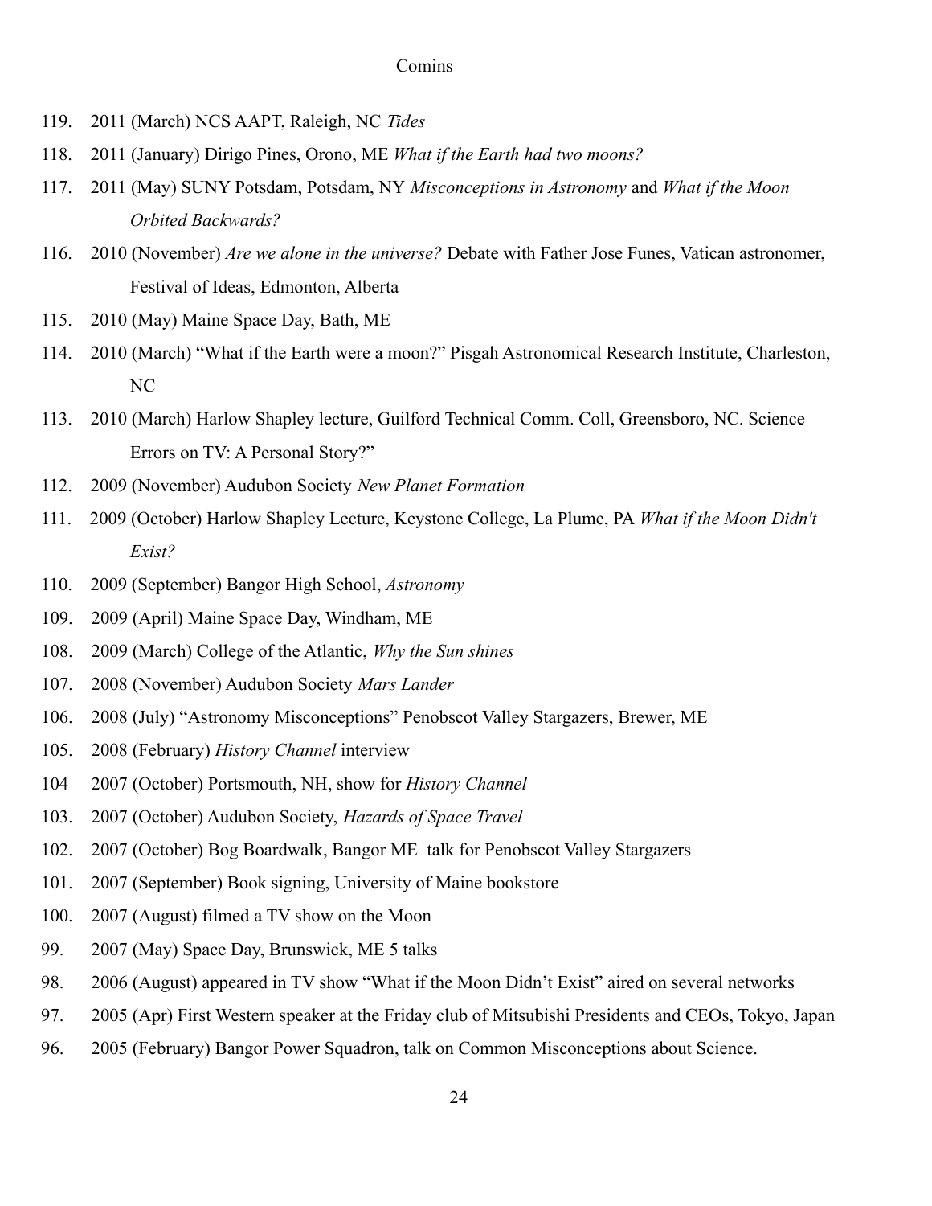119. 2011 (March) NCS AAPT, Raleigh, NC *Tides*
118. 2011 (January) Dirigo Pines, Orono, ME *What if the Earth had two moons?*
117. 2011 (May) SUNY Potsdam, Potsdam, NY *Misconceptions in Astronomy* and *What if the Moon Orbited Backwards?*
116. 2010 (November) *Are we alone in the universe?* Debate with Father Jose Funes, Vatican astronomer, Festival of Ideas, Edmonton, Alberta
115. 2010 (May) Maine Space Day, Bath, ME
114. 2010 (March) "What if the Earth were a moon?" Pisgah Astronomical Research Institute, Charleston, NC
113. 2010 (March) Harlow Shapley lecture, Guilford Technical Comm. Coll, Greensboro, NC. Science Errors on TV: A Personal Story?"
112. 2009 (November) Audubon Society *New Planet Formation*
111. 2009 (October) Harlow Shapley Lecture, Keystone College, La Plume, PA *What if the Moon Didn't Exist?*
110. 2009 (September) Bangor High School, *Astronomy*
109. 2009 (April) Maine Space Day, Windham, ME
108. 2009 (March) College of the Atlantic, *Why the Sun shines*
107. 2008 (November) Audubon Society *Mars Lander*
106. 2008 (July) "Astronomy Misconceptions" Penobscot Valley Stargazers, Brewer, ME
105. 2008 (February) *History Channel* interview
104 2007 (October) Portsmouth, NH, show for *History Channel*
103. 2007 (October) Audubon Society, *Hazards of Space Travel*
102. 2007 (October) Bog Boardwalk, Bangor ME talk for Penobscot Valley Stargazers
101. 2007 (September) Book signing, University of Maine bookstore
100. 2007 (August) filmed a TV show on the Moon
99. 2007 (May) Space Day, Brunswick, ME 5 talks
98. 2006 (August) appeared in TV show "What if the Moon Didn't Exist" aired on several networks
97. 2005 (Apr) First Western speaker at the Friday club of Mitsubishi Presidents and CEOs, Tokyo, Japan
96. 2005 (February) Bangor Power Squadron, talk on Common Misconceptions about Science.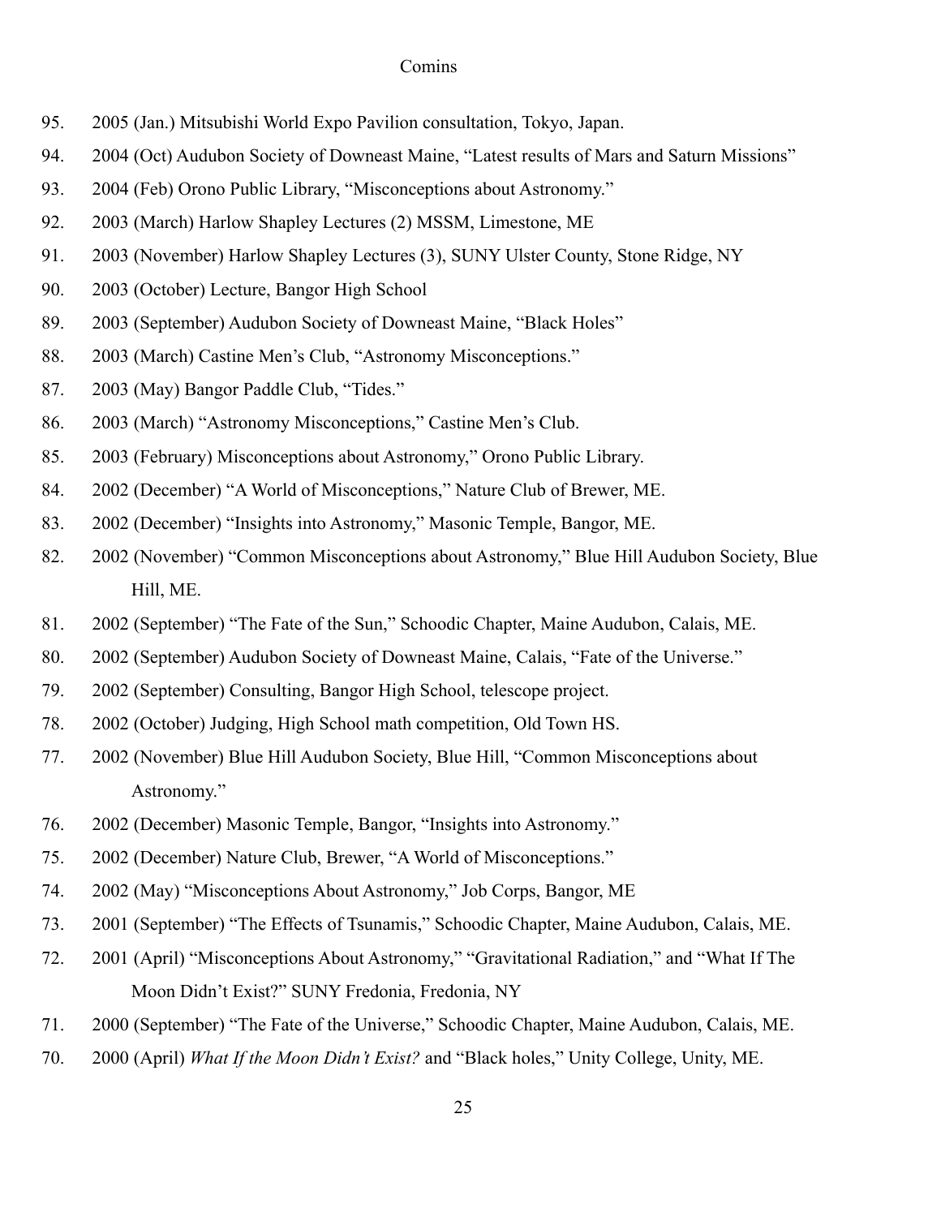95. 2005 (Jan.) Mitsubishi World Expo Pavilion consultation, Tokyo, Japan.
94. 2004 (Oct) Audubon Society of Downeast Maine, “Latest results of Mars and Saturn Missions”
93. 2004 (Feb) Orono Public Library, “Misconceptions about Astronomy.”
92. 2003 (March) Harlow Shapley Lectures (2) MSSM, Limestone, ME
91. 2003 (November) Harlow Shapley Lectures (3), SUNY Ulster County, Stone Ridge, NY
90. 2003 (October) Lecture, Bangor High School
89. 2003 (September) Audubon Society of Downeast Maine, “Black Holes”
88. 2003 (March) Castine Men’s Club, “Astronomy Misconceptions.”
87. 2003 (May) Bangor Paddle Club, “Tides.”
86. 2003 (March) “Astronomy Misconceptions,” Castine Men’s Club.
85. 2003 (February) Misconceptions about Astronomy,” Orono Public Library.
84. 2002 (December) “A World of Misconceptions,” Nature Club of Brewer, ME.
83. 2002 (December) “Insights into Astronomy,” Masonic Temple, Bangor, ME.
82. 2002 (November) “Common Misconceptions about Astronomy,” Blue Hill Audubon Society, Blue Hill, ME.
81. 2002 (September) “The Fate of the Sun,” Schoodic Chapter, Maine Audubon, Calais, ME.
80. 2002 (September) Audubon Society of Downeast Maine, Calais, “Fate of the Universe.”
79. 2002 (September) Consulting, Bangor High School, telescope project.
78. 2002 (October) Judging, High School math competition, Old Town HS.
77. 2002 (November) Blue Hill Audubon Society, Blue Hill, “Common Misconceptions about Astronomy.”
76. 2002 (December) Masonic Temple, Bangor, “Insights into Astronomy.”
75. 2002 (December) Nature Club, Brewer, “A World of Misconceptions.”
74. 2002 (May) “Misconceptions About Astronomy,” Job Corps, Bangor, ME
73. 2001 (September) “The Effects of Tsunamis,” Schoodic Chapter, Maine Audubon, Calais, ME.
72. 2001 (April) “Misconceptions About Astronomy,” “Gravitational Radiation,” and “What If The Moon Didn’t Exist?” SUNY Fredonia, Fredonia, NY
71. 2000 (September) “The Fate of the Universe,” Schoodic Chapter, Maine Audubon, Calais, ME.
70. 2000 (April) *What If the Moon Didn’t Exist?* and “Black holes,” Unity College, Unity, ME.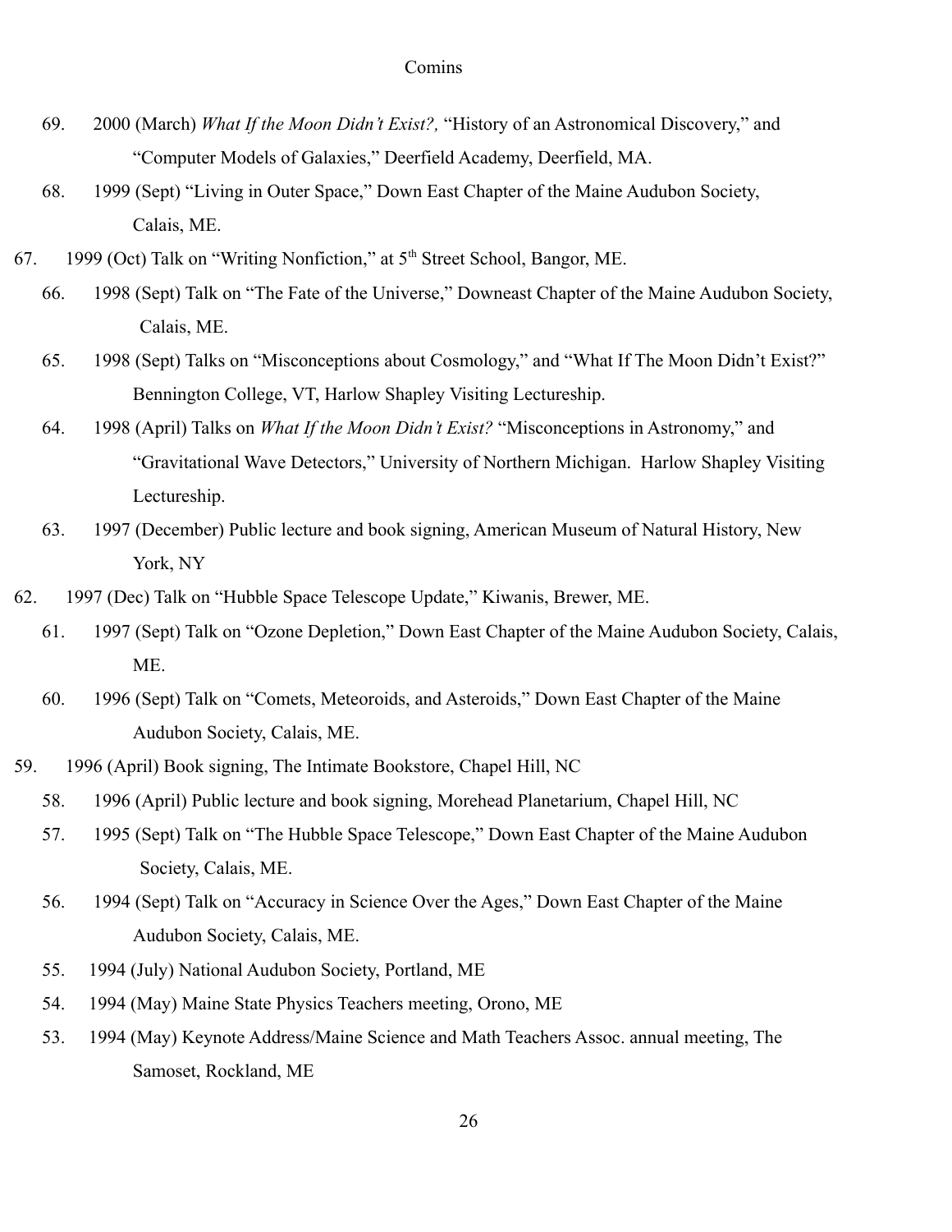69. 2000 (March) *What If the Moon Didn't Exist?,* "History of an Astronomical Discovery," and "Computer Models of Galaxies," Deerfield Academy, Deerfield, MA.

68. 1999 (Sept) "Living in Outer Space," Down East Chapter of the Maine Audubon Society, Calais, ME.

67. 1999 (Oct) Talk on "Writing Nonfiction," at 5th Street School, Bangor, ME.

66. 1998 (Sept) Talk on "The Fate of the Universe," Downeast Chapter of the Maine Audubon Society, Calais, ME.

65. 1998 (Sept) Talks on "Misconceptions about Cosmology," and "What If The Moon Didn't Exist?" Bennington College, VT, Harlow Shapley Visiting Lectureship.

64. 1998 (April) Talks on *What If the Moon Didn't Exist?* "Misconceptions in Astronomy," and "Gravitational Wave Detectors," University of Northern Michigan. Harlow Shapley Visiting Lectureship.

63. 1997 (December) Public lecture and book signing, American Museum of Natural History, New York, NY

62. 1997 (Dec) Talk on "Hubble Space Telescope Update," Kiwanis, Brewer, ME.

61. 1997 (Sept) Talk on "Ozone Depletion," Down East Chapter of the Maine Audubon Society, Calais, ME.

60. 1996 (Sept) Talk on "Comets, Meteoroids, and Asteroids," Down East Chapter of the Maine Audubon Society, Calais, ME.

59. 1996 (April) Book signing, The Intimate Bookstore, Chapel Hill, NC

58. 1996 (April) Public lecture and book signing, Morehead Planetarium, Chapel Hill, NC

57. 1995 (Sept) Talk on "The Hubble Space Telescope," Down East Chapter of the Maine Audubon Society, Calais, ME.

56. 1994 (Sept) Talk on "Accuracy in Science Over the Ages," Down East Chapter of the Maine Audubon Society, Calais, ME.

55. 1994 (July) National Audubon Society, Portland, ME

54. 1994 (May) Maine State Physics Teachers meeting, Orono, ME

53. 1994 (May) Keynote Address/Maine Science and Math Teachers Assoc. annual meeting, The Samoset, Rockland, ME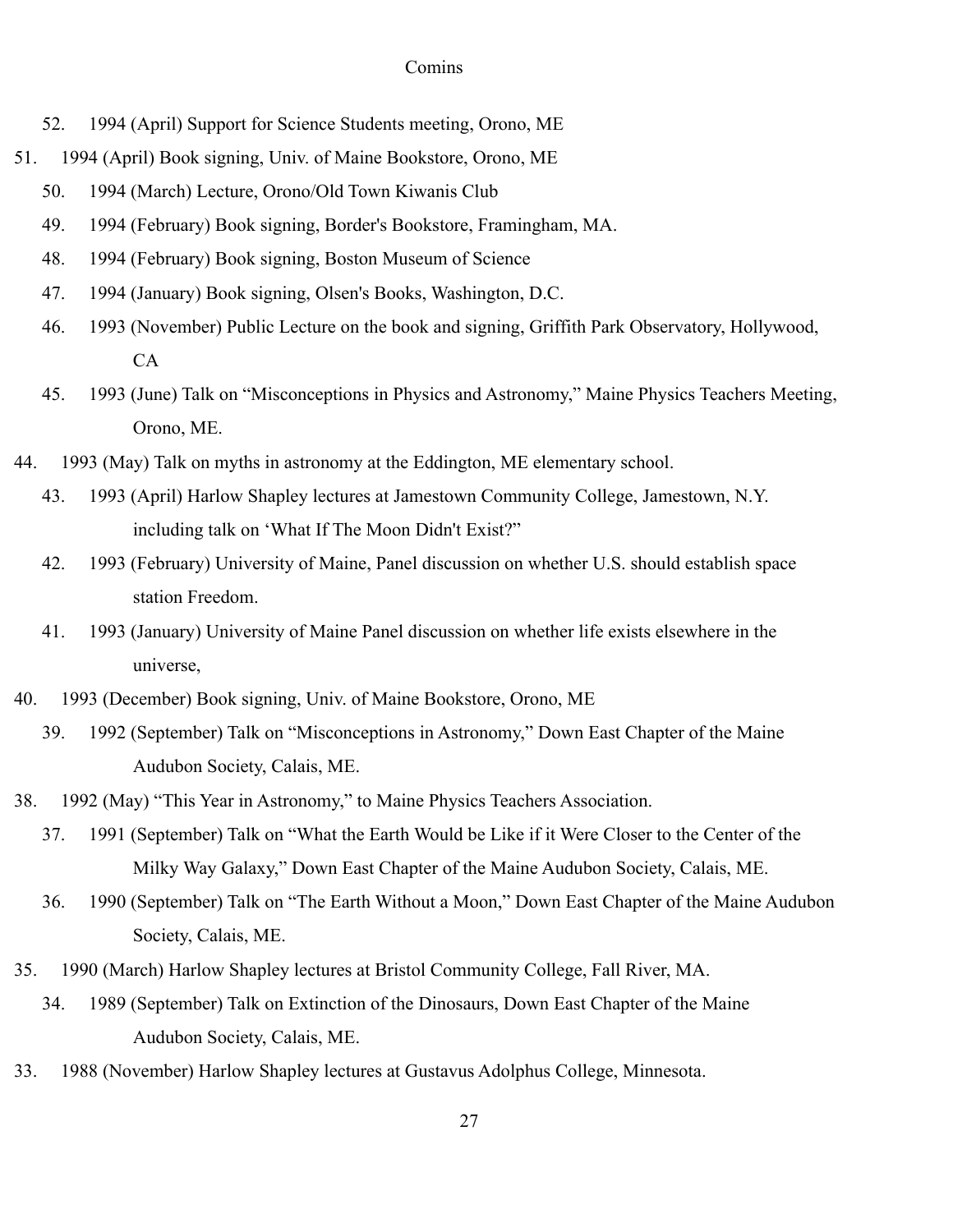52. 1994 (April) Support for Science Students meeting, Orono, ME
51. 1994 (April) Book signing, Univ. of Maine Bookstore, Orono, ME
50. 1994 (March) Lecture, Orono/Old Town Kiwanis Club
49. 1994 (February) Book signing, Border's Bookstore, Framingham, MA.
48. 1994 (February) Book signing, Boston Museum of Science
47. 1994 (January) Book signing, Olsen's Books, Washington, D.C.
46. 1993 (November) Public Lecture on the book and signing, Griffith Park Observatory, Hollywood, CA
45. 1993 (June) Talk on "Misconceptions in Physics and Astronomy," Maine Physics Teachers Meeting, Orono, ME.
44. 1993 (May) Talk on myths in astronomy at the Eddington, ME elementary school.
43. 1993 (April) Harlow Shapley lectures at Jamestown Community College, Jamestown, N.Y. including talk on 'What If The Moon Didn't Exist?"
42. 1993 (February) University of Maine, Panel discussion on whether U.S. should establish space station Freedom.
41. 1993 (January) University of Maine Panel discussion on whether life exists elsewhere in the universe,
40. 1993 (December) Book signing, Univ. of Maine Bookstore, Orono, ME
39. 1992 (September) Talk on "Misconceptions in Astronomy," Down East Chapter of the Maine Audubon Society, Calais, ME.
38. 1992 (May) "This Year in Astronomy," to Maine Physics Teachers Association.
37. 1991 (September) Talk on "What the Earth Would be Like if it Were Closer to the Center of the Milky Way Galaxy," Down East Chapter of the Maine Audubon Society, Calais, ME.
36. 1990 (September) Talk on "The Earth Without a Moon," Down East Chapter of the Maine Audubon Society, Calais, ME.
35. 1990 (March) Harlow Shapley lectures at Bristol Community College, Fall River, MA.
34. 1989 (September) Talk on Extinction of the Dinosaurs, Down East Chapter of the Maine Audubon Society, Calais, ME.
33. 1988 (November) Harlow Shapley lectures at Gustavus Adolphus College, Minnesota.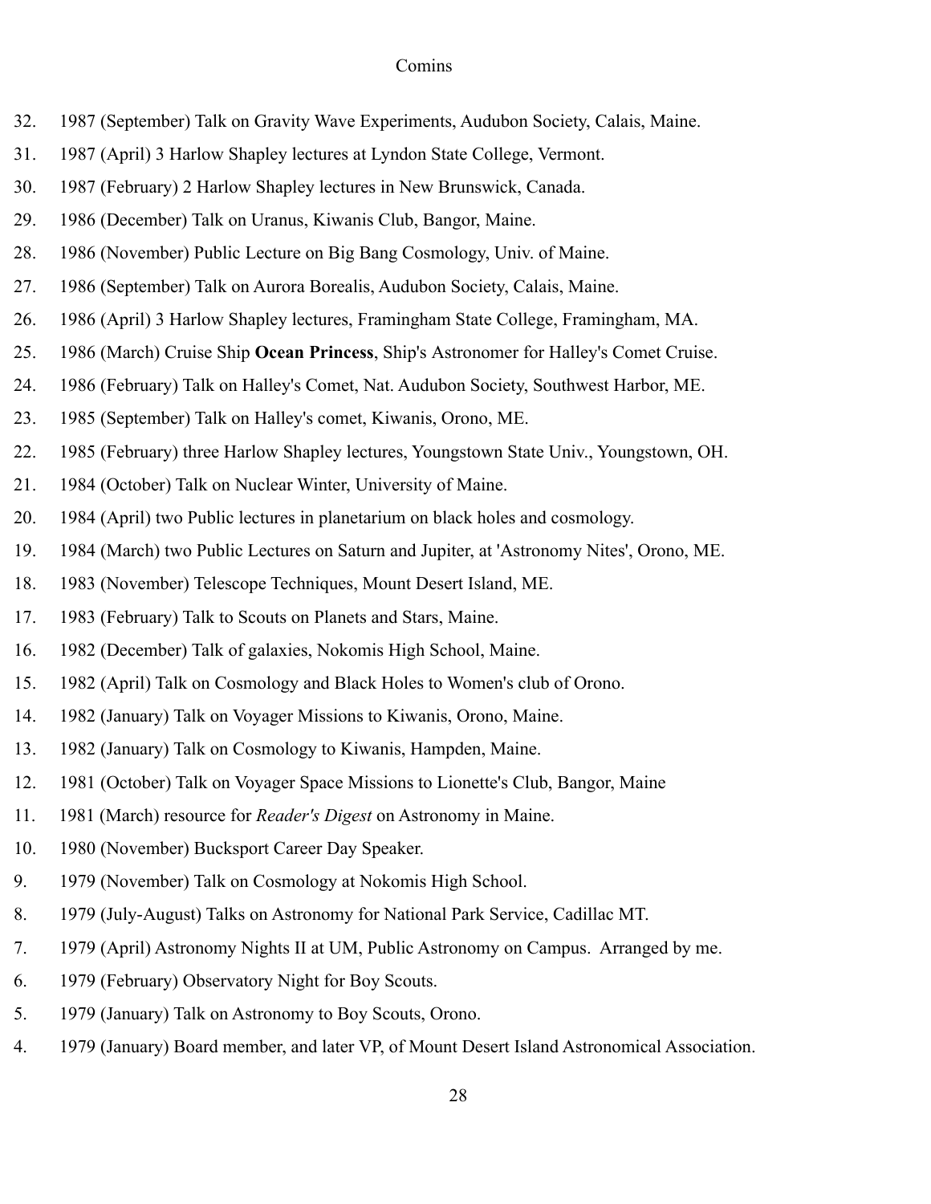32. 1987 (September) Talk on Gravity Wave Experiments, Audubon Society, Calais, Maine.
31. 1987 (April) 3 Harlow Shapley lectures at Lyndon State College, Vermont.
30. 1987 (February) 2 Harlow Shapley lectures in New Brunswick, Canada.
29. 1986 (December) Talk on Uranus, Kiwanis Club, Bangor, Maine.
28. 1986 (November) Public Lecture on Big Bang Cosmology, Univ. of Maine.
27. 1986 (September) Talk on Aurora Borealis, Audubon Society, Calais, Maine.
26. 1986 (April) 3 Harlow Shapley lectures, Framingham State College, Framingham, MA.
25. 1986 (March) Cruise Ship **Ocean Princess**, Ship's Astronomer for Halley's Comet Cruise.
24. 1986 (February) Talk on Halley's Comet, Nat. Audubon Society, Southwest Harbor, ME.
23. 1985 (September) Talk on Halley's comet, Kiwanis, Orono, ME.
22. 1985 (February) three Harlow Shapley lectures, Youngstown State Univ., Youngstown, OH.
21. 1984 (October) Talk on Nuclear Winter, University of Maine.
20. 1984 (April) two Public lectures in planetarium on black holes and cosmology.
19. 1984 (March) two Public Lectures on Saturn and Jupiter, at 'Astronomy Nites', Orono, ME.
18. 1983 (November) Telescope Techniques, Mount Desert Island, ME.
17. 1983 (February) Talk to Scouts on Planets and Stars, Maine.
16. 1982 (December) Talk of galaxies, Nokomis High School, Maine.
15. 1982 (April) Talk on Cosmology and Black Holes to Women's club of Orono.
14. 1982 (January) Talk on Voyager Missions to Kiwanis, Orono, Maine.
13. 1982 (January) Talk on Cosmology to Kiwanis, Hampden, Maine.
12. 1981 (October) Talk on Voyager Space Missions to Lionette's Club, Bangor, Maine
11. 1981 (March) resource for *Reader's Digest* on Astronomy in Maine.
10. 1980 (November) Bucksport Career Day Speaker.
9. 1979 (November) Talk on Cosmology at Nokomis High School.
8. 1979 (July-August) Talks on Astronomy for National Park Service, Cadillac MT.
7. 1979 (April) Astronomy Nights II at UM, Public Astronomy on Campus. Arranged by me.
6. 1979 (February) Observatory Night for Boy Scouts.
5. 1979 (January) Talk on Astronomy to Boy Scouts, Orono.
4. 1979 (January) Board member, and later VP, of Mount Desert Island Astronomical Association.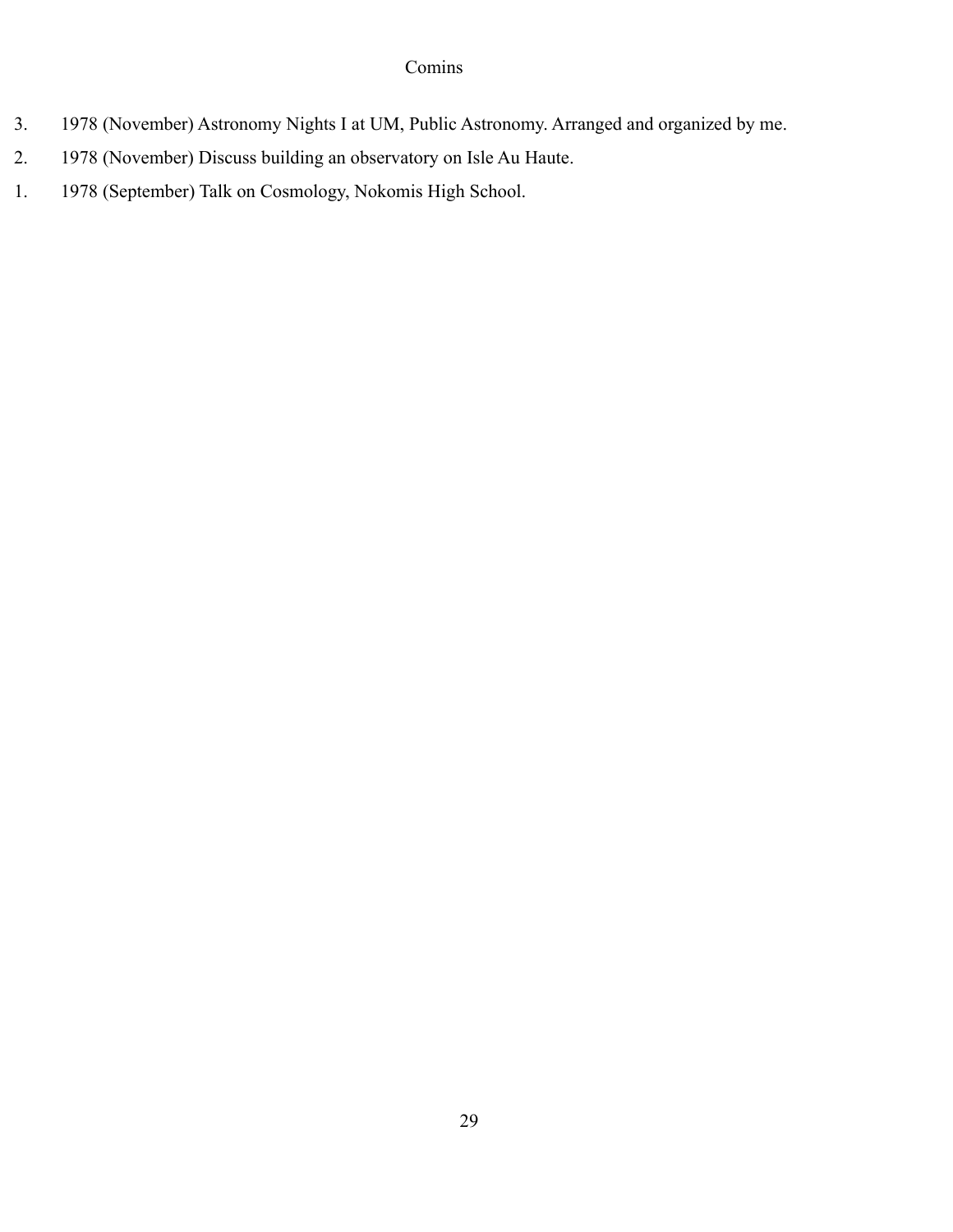3. 1978 (November) Astronomy Nights I at UM, Public Astronomy. Arranged and organized by me.
2. 1978 (November) Discuss building an observatory on Isle Au Haute.
1. 1978 (September) Talk on Cosmology, Nokomis High School.